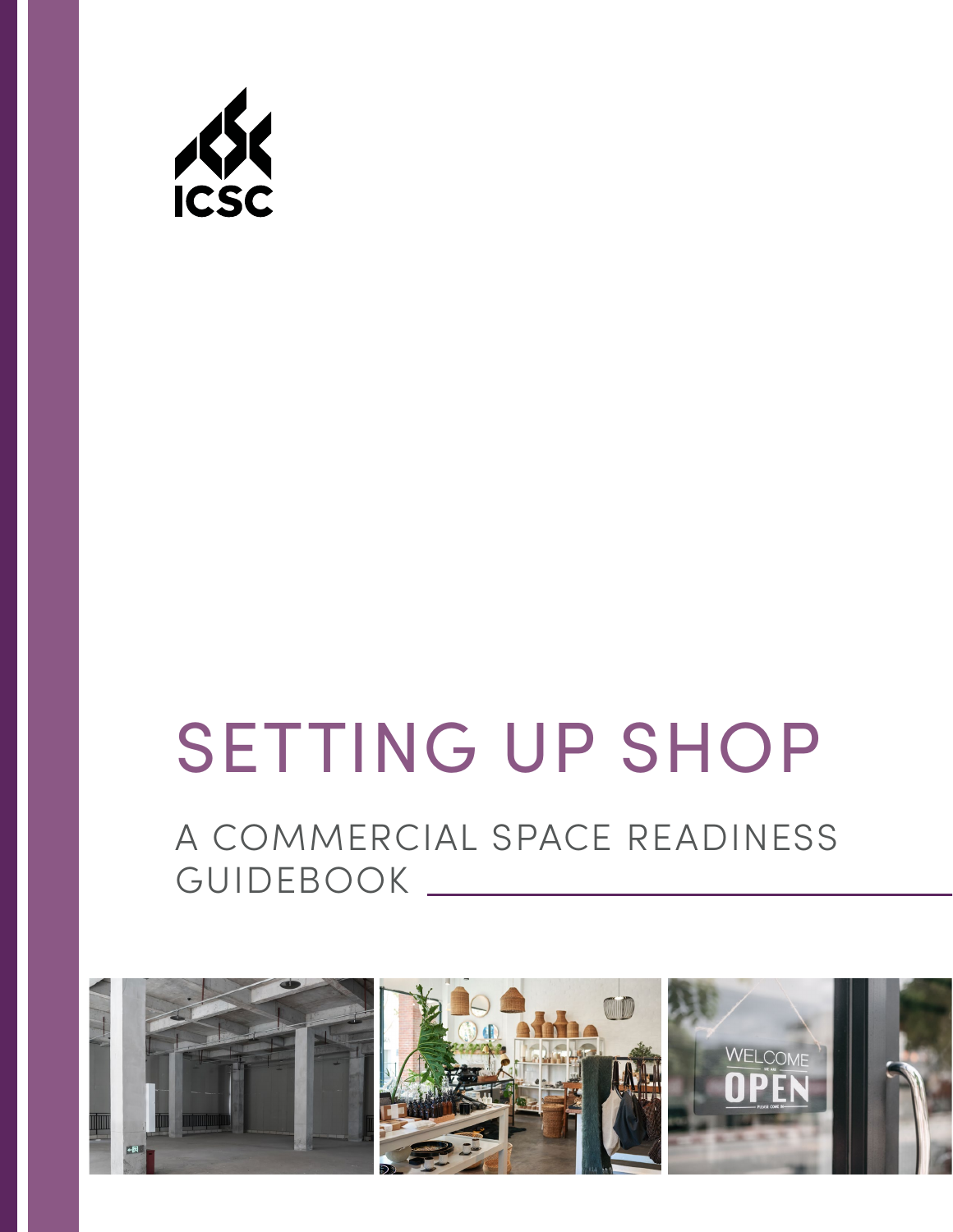ICSC

# SETTING UP SHOP

## A COMMERCIAL SPACE READINESS GUIDEBOOK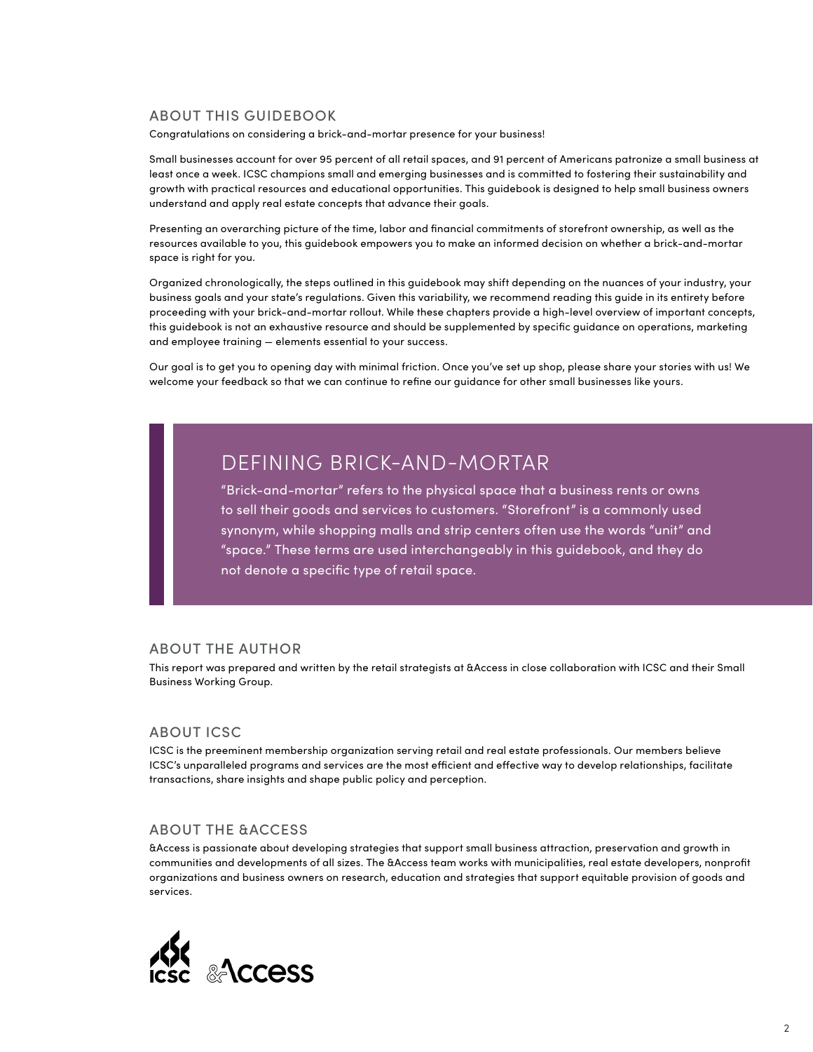## ABOUT THIS GUIDEBOOK

Congratulations on considering a brick-and-mortar presence for your business!

Small businesses account for over 95 percent of all retail spaces, and 91 percent of Americans patronize a small business at least once a week. ICSC champions small and emerging businesses and is committed to fostering their sustainability and growth with practical resources and educational opportunities. This guidebook is designed to help small business owners understand and apply real estate concepts that advance their goals.

Presenting an overarching picture of the time, labor and financial commitments of storefront ownership, as well as the resources available to you, this guidebook empowers you to make an informed decision on whether a brick-and-mortar space is right for you.

Organized chronologically, the steps outlined in this guidebook may shift depending on the nuances of your industry, your business goals and your state's regulations. Given this variability, we recommend reading this guide in its entirety before proceeding with your brick-and-mortar rollout. While these chapters provide a high-level overview of important concepts, this guidebook is not an exhaustive resource and should be supplemented by specific guidance on operations, marketing and employee training — elements essential to your success.

Our goal is to get you to opening day with minimal friction. Once you've set up shop, please share your stories with us! We welcome your feedback so that we can continue to refine our guidance for other small businesses like yours.

## DEFINING BRICK-AND-MORTAR

"Brick-and-mortar" refers to the physical space that a business rents or owns to sell their goods and services to customers. "Storefront" is a commonly used synonym, while shopping malls and strip centers often use the words "unit" and "space." These terms are used interchangeably in this guidebook, and they do not denote a specific type of retail space.

## ABOUT THE AUTHOR

This report was prepared and written by the retail strategists at &Access in close collaboration with ICSC and their Small Business Working Group.

## ABOUT ICSC

ICSC is the preeminent membership organization serving retail and real estate professionals. Our members believe ICSC's unparalleled programs and services are the most efficient and effective way to develop relationships, facilitate transactions, share insights and shape public policy and perception.

## ABOUT THE &ACCESS

&Access is passionate about developing strategies that support small business attraction, preservation and growth in communities and developments of all sizes. The &Access team works with municipalities, real estate developers, nonprofit organizations and business owners on research, education and strategies that support equitable provision of goods and services.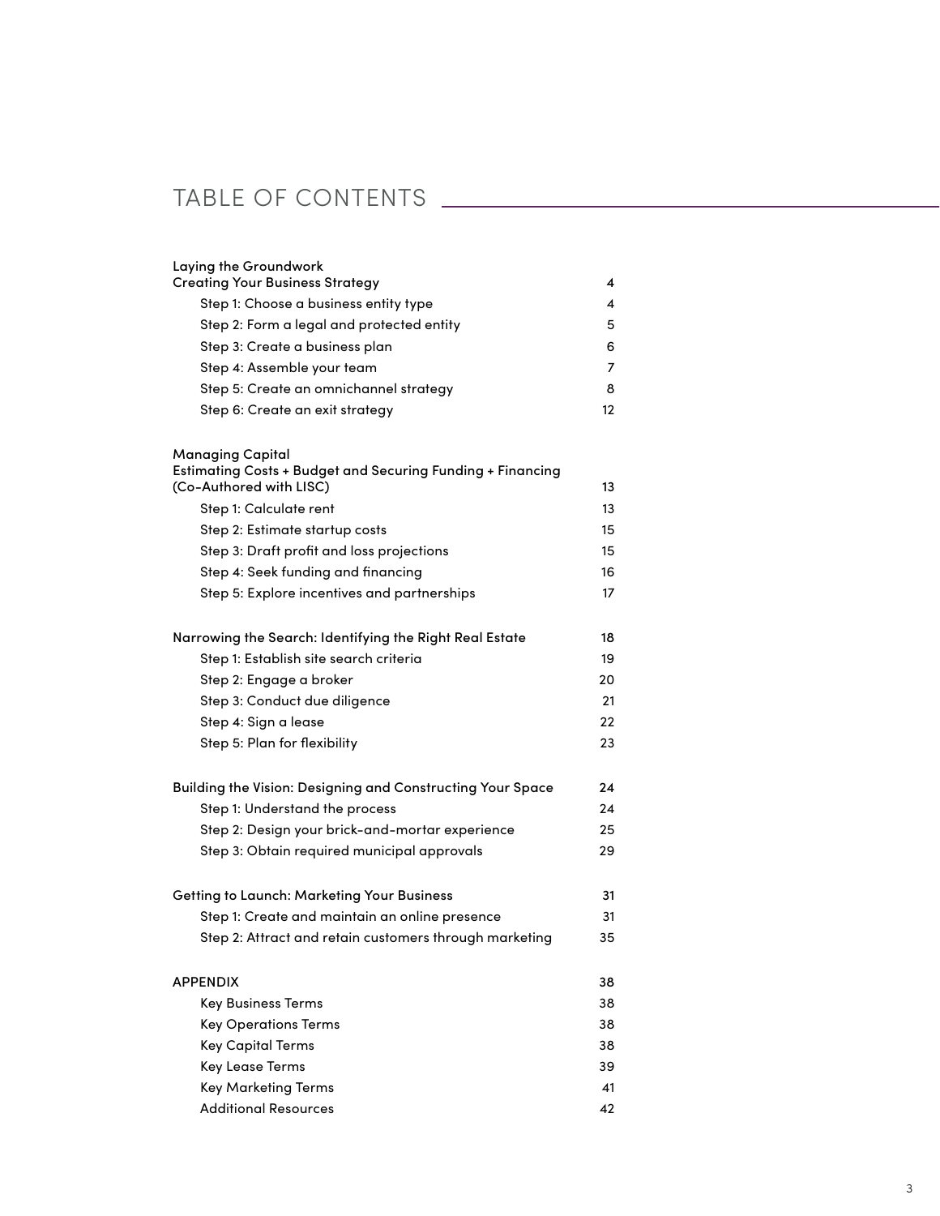# TABLE OF CONTENTS

| | |
|---|---|
| **Laying the Groundwork** | |
| **Creating Your Business Strategy** | 4 |
| Step 1: Choose a business entity type | 4 |
| Step 2: Form a legal and protected entity | 5 |
| Step 3: Create a business plan | 6 |
| Step 4: Assemble your team | 7 |
| Step 5: Create an omnichannel strategy | 8 |
| Step 6: Create an exit strategy | 12 |
| **Managing Capital** | |
| **Estimating Costs + Budget and Securing Funding + Financing (Co-Authored with LISC)** | 13 |
| Step 1: Calculate rent | 13 |
| Step 2: Estimate startup costs | 15 |
| Step 3: Draft profit and loss projections | 15 |
| Step 4: Seek funding and financing | 16 |
| Step 5: Explore incentives and partnerships | 17 |
| **Narrowing the Search: Identifying the Right Real Estate** | 18 |
| Step 1: Establish site search criteria | 19 |
| Step 2: Engage a broker | 20 |
| Step 3: Conduct due diligence | 21 |
| Step 4: Sign a lease | 22 |
| Step 5: Plan for flexibility | 23 |
| **Building the Vision: Designing and Constructing Your Space** | 24 |
| Step 1: Understand the process | 24 |
| Step 2: Design your brick-and-mortar experience | 25 |
| Step 3: Obtain required municipal approvals | 29 |
| **Getting to Launch: Marketing Your Business** | 31 |
| Step 1: Create and maintain an online presence | 31 |
| Step 2: Attract and retain customers through marketing | 35 |
| **APPENDIX** | 38 |
| Key Business Terms | 38 |
| Key Operations Terms | 38 |
| Key Capital Terms | 38 |
| Key Lease Terms | 39 |
| Key Marketing Terms | 41 |
| Additional Resources | 42 |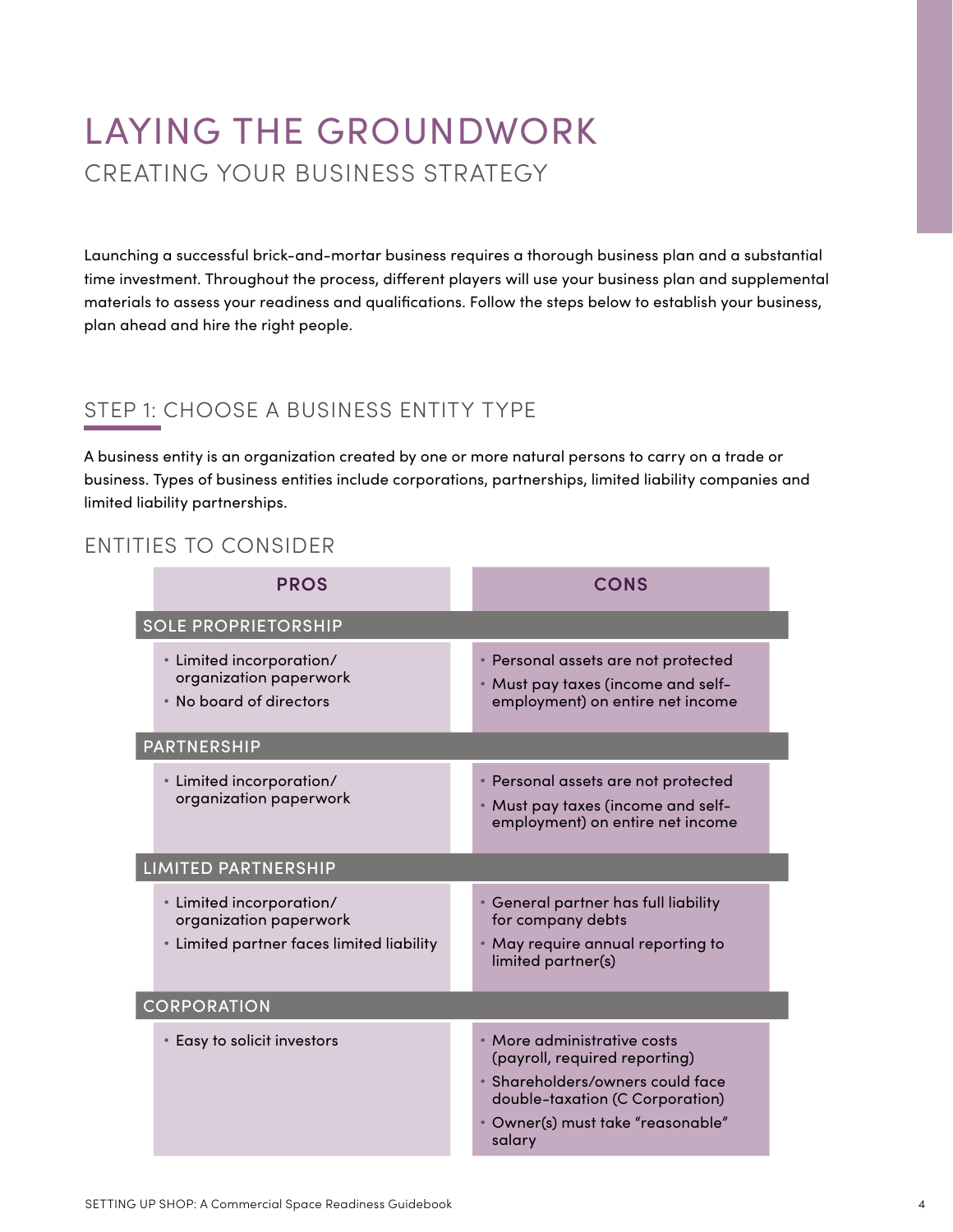# LAYING THE GROUNDWORK

## CREATING YOUR BUSINESS STRATEGY

Launching a successful brick-and-mortar business requires a thorough business plan and a substantial time investment. Throughout the process, different players will use your business plan and supplemental materials to assess your readiness and qualifications. Follow the steps below to establish your business, plan ahead and hire the right people.

### STEP 1: CHOOSE A BUSINESS ENTITY TYPE

A business entity is an organization created by one or more natural persons to carry on a trade or business. Types of business entities include corporations, partnerships, limited liability companies and limited liability partnerships.

### ENTITIES TO CONSIDER

| | PROS | CONS |
|---|---|---|
| **SOLE PROPRIETORSHIP** | • Limited incorporation/organization paperwork<br>• No board of directors | • Personal assets are not protected<br>• Must pay taxes (income and self-employment) on entire net income |
| **PARTNERSHIP** | • Limited incorporation/organization paperwork | • Personal assets are not protected<br>• Must pay taxes (income and self-employment) on entire net income |
| **LIMITED PARTNERSHIP** | • Limited incorporation/organization paperwork<br>• Limited partner faces limited liability | • General partner has full liability for company debts<br>• May require annual reporting to limited partner(s) |
| **CORPORATION** | • Easy to solicit investors | • More administrative costs (payroll, required reporting)<br>• Shareholders/owners could face double-taxation (C Corporation)<br>• Owner(s) must take "reasonable" salary |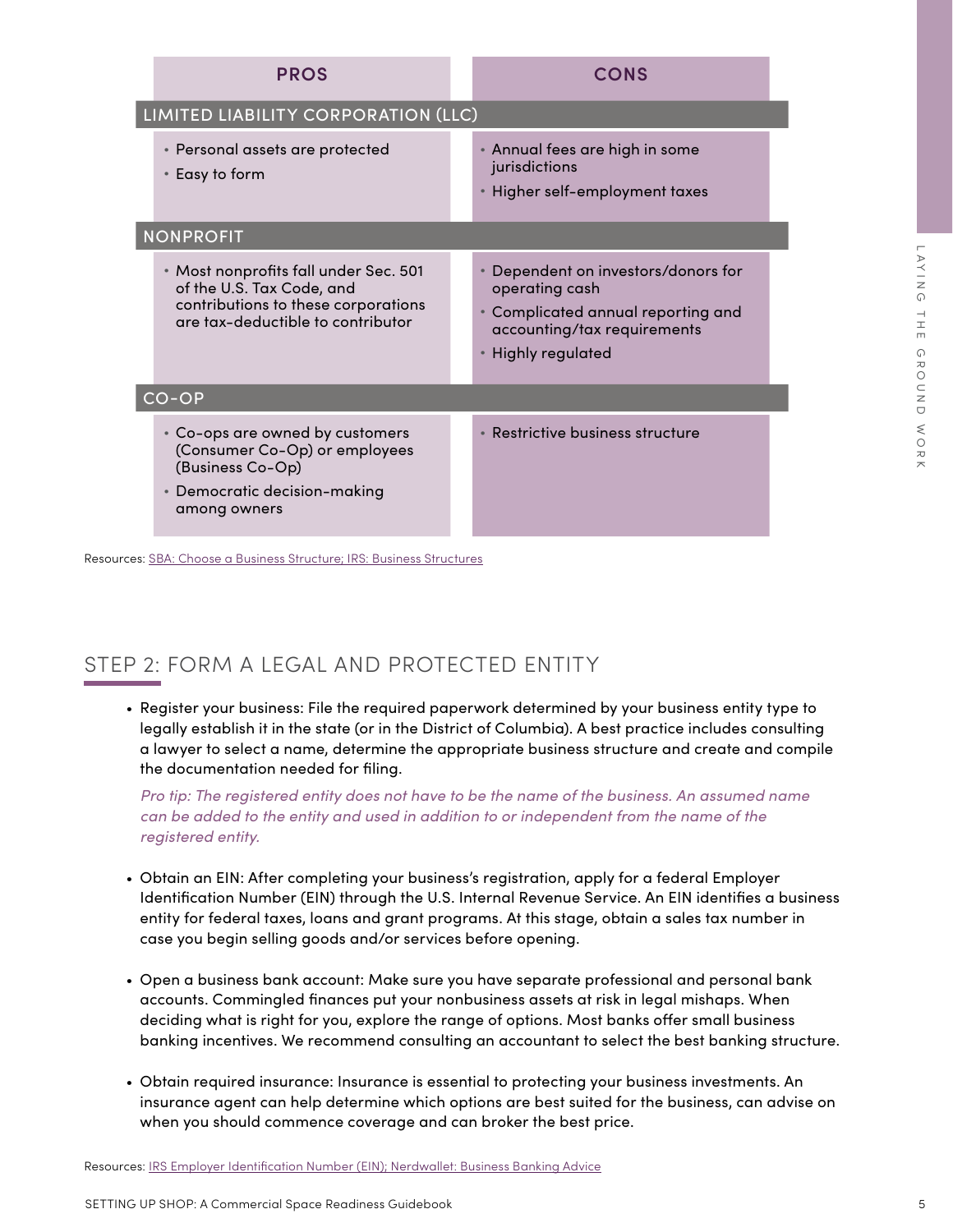| PROS | CONS |
| --- | --- |
| **LIMITED LIABILITY CORPORATION (LLC)** | |
| • Personal assets are protected<br>• Easy to form | • Annual fees are high in some jurisdictions<br>• Higher self-employment taxes |
| **NONPROFIT** | |
| • Most nonprofits fall under Sec. 501 of the U.S. Tax Code, and contributions to these corporations are tax-deductible to contributor | • Dependent on investors/donors for operating cash<br>• Complicated annual reporting and accounting/tax requirements<br>• Highly regulated |
| **CO-OP** | |
| • Co-ops are owned by customers (Consumer Co-Op) or employees (Business Co-Op)<br>• Democratic decision-making among owners | • Restrictive business structure |

Resources: SBA: Choose a Business Structure; IRS: Business Structures

## STEP 2: FORM A LEGAL AND PROTECTED ENTITY

- Register your business: File the required paperwork determined by your business entity type to legally establish it in the state (or in the District of Columbia). A best practice includes consulting a lawyer to select a name, determine the appropriate business structure and create and compile the documentation needed for filing.

  *Pro tip: The registered entity does not have to be the name of the business. An assumed name can be added to the entity and used in addition to or independent from the name of the registered entity.*

- Obtain an EIN: After completing your business's registration, apply for a federal Employer Identification Number (EIN) through the U.S. Internal Revenue Service. An EIN identifies a business entity for federal taxes, loans and grant programs. At this stage, obtain a sales tax number in case you begin selling goods and/or services before opening.

- Open a business bank account: Make sure you have separate professional and personal bank accounts. Commingled finances put your nonbusiness assets at risk in legal mishaps. When deciding what is right for you, explore the range of options. Most banks offer small business banking incentives. We recommend consulting an accountant to select the best banking structure.

- Obtain required insurance: Insurance is essential to protecting your business investments. An insurance agent can help determine which options are best suited for the business, can advise on when you should commence coverage and can broker the best price.

Resources: IRS Employer Identification Number (EIN); Nerdwallet: Business Banking Advice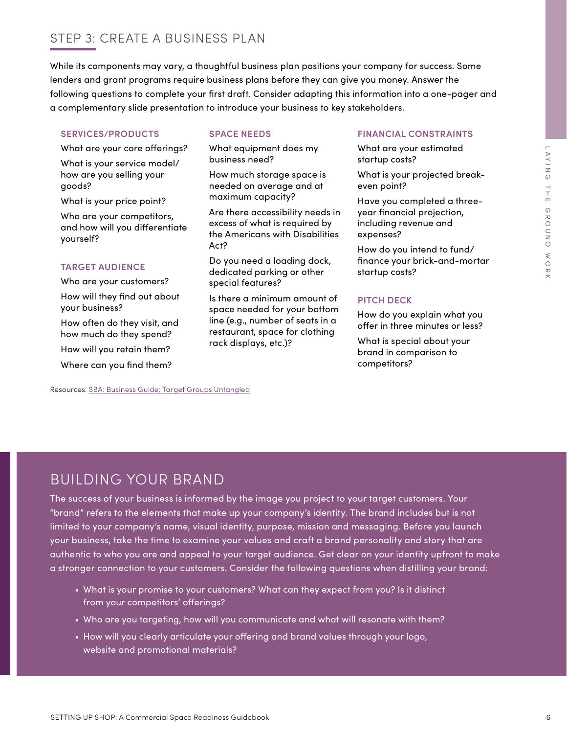## STEP 3: CREATE A BUSINESS PLAN

While its components may vary, a thoughtful business plan positions your company for success. Some lenders and grant programs require business plans before they can give you money. Answer the following questions to complete your first draft. Consider adapting this information into a one-pager and a complementary slide presentation to introduce your business to key stakeholders.

### SERVICES/PRODUCTS

What are your core offerings?

What is your service model/ how are you selling your goods?

What is your price point?

Who are your competitors, and how will you differentiate yourself?

### TARGET AUDIENCE

Who are your customers?

How will they find out about your business?

How often do they visit, and how much do they spend?

How will you retain them?

Where can you find them?

### SPACE NEEDS

What equipment does my business need?

How much storage space is needed on average and at maximum capacity?

Are there accessibility needs in excess of what is required by the Americans with Disabilities Act?

Do you need a loading dock, dedicated parking or other special features?

Is there a minimum amount of space needed for your bottom line (e.g., number of seats in a restaurant, space for clothing rack displays, etc.)?

### FINANCIAL CONSTRAINTS

What are your estimated startup costs?

What is your projected break-even point?

Have you completed a three-year financial projection, including revenue and expenses?

How do you intend to fund/ finance your brick-and-mortar startup costs?

### PITCH DECK

How do you explain what you offer in three minutes or less?

What is special about your brand in comparison to competitors?

Resources: SBA: Business Guide; Target Groups Untangled

## BUILDING YOUR BRAND

The success of your business is informed by the image you project to your target customers. Your "brand" refers to the elements that make up your company's identity. The brand includes but is not limited to your company's name, visual identity, purpose, mission and messaging. Before you launch your business, take the time to examine your values and craft a brand personality and story that are authentic to who you are and appeal to your target audience. Get clear on your identity upfront to make a stronger connection to your customers. Consider the following questions when distilling your brand:

- What is your promise to your customers? What can they expect from you? Is it distinct from your competitors' offerings?
- Who are you targeting, how will you communicate and what will resonate with them?
- How will you clearly articulate your offering and brand values through your logo, website and promotional materials?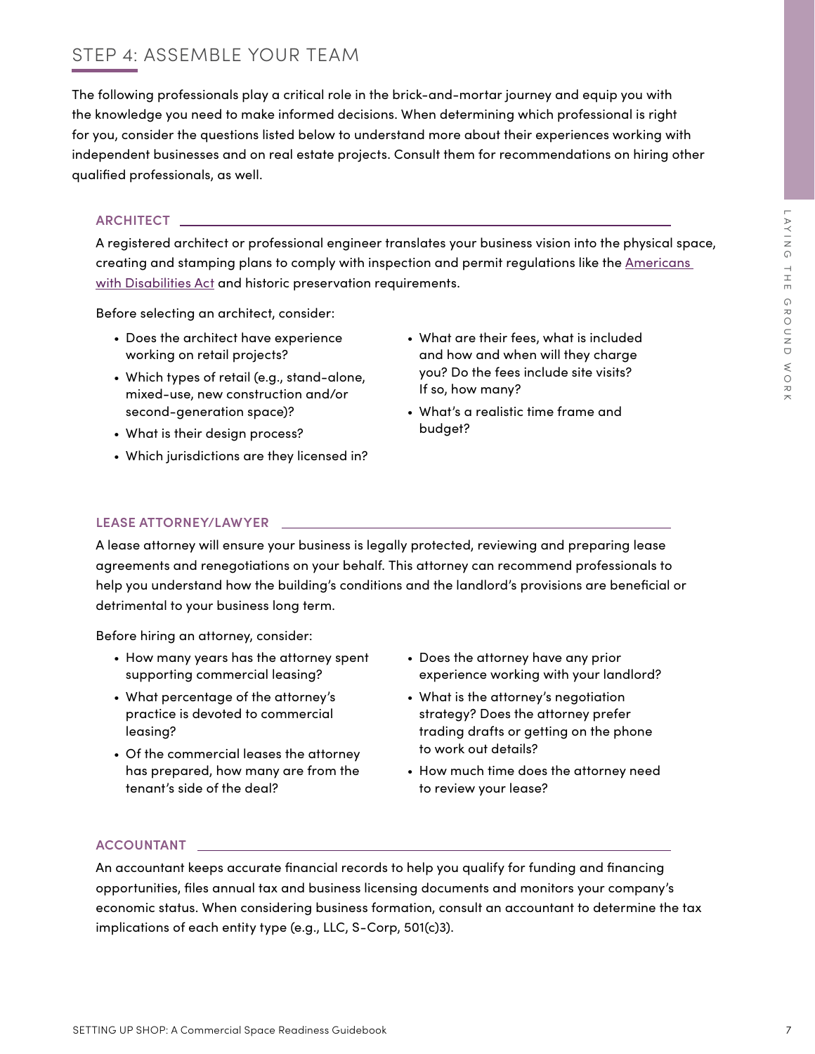## STEP 4: ASSEMBLE YOUR TEAM

The following professionals play a critical role in the brick-and-mortar journey and equip you with the knowledge you need to make informed decisions. When determining which professional is right for you, consider the questions listed below to understand more about their experiences working with independent businesses and on real estate projects. Consult them for recommendations on hiring other qualified professionals, as well.

### ARCHITECT

A registered architect or professional engineer translates your business vision into the physical space, creating and stamping plans to comply with inspection and permit regulations like the Americans with Disabilities Act and historic preservation requirements.

Before selecting an architect, consider:

- Does the architect have experience working on retail projects?
- Which types of retail (e.g., stand-alone, mixed-use, new construction and/or second-generation space)?
- What is their design process?
- Which jurisdictions are they licensed in?
- What are their fees, what is included and how and when will they charge you? Do the fees include site visits? If so, how many?
- What's a realistic time frame and budget?

### LEASE ATTORNEY/LAWYER

A lease attorney will ensure your business is legally protected, reviewing and preparing lease agreements and renegotiations on your behalf. This attorney can recommend professionals to help you understand how the building's conditions and the landlord's provisions are beneficial or detrimental to your business long term.

Before hiring an attorney, consider:

- How many years has the attorney spent supporting commercial leasing?
- What percentage of the attorney's practice is devoted to commercial leasing?
- Of the commercial leases the attorney has prepared, how many are from the tenant's side of the deal?
- Does the attorney have any prior experience working with your landlord?
- What is the attorney's negotiation strategy? Does the attorney prefer trading drafts or getting on the phone to work out details?
- How much time does the attorney need to review your lease?

### ACCOUNTANT

An accountant keeps accurate financial records to help you qualify for funding and financing opportunities, files annual tax and business licensing documents and monitors your company's economic status. When considering business formation, consult an accountant to determine the tax implications of each entity type (e.g., LLC, S-Corp, 501(c)3).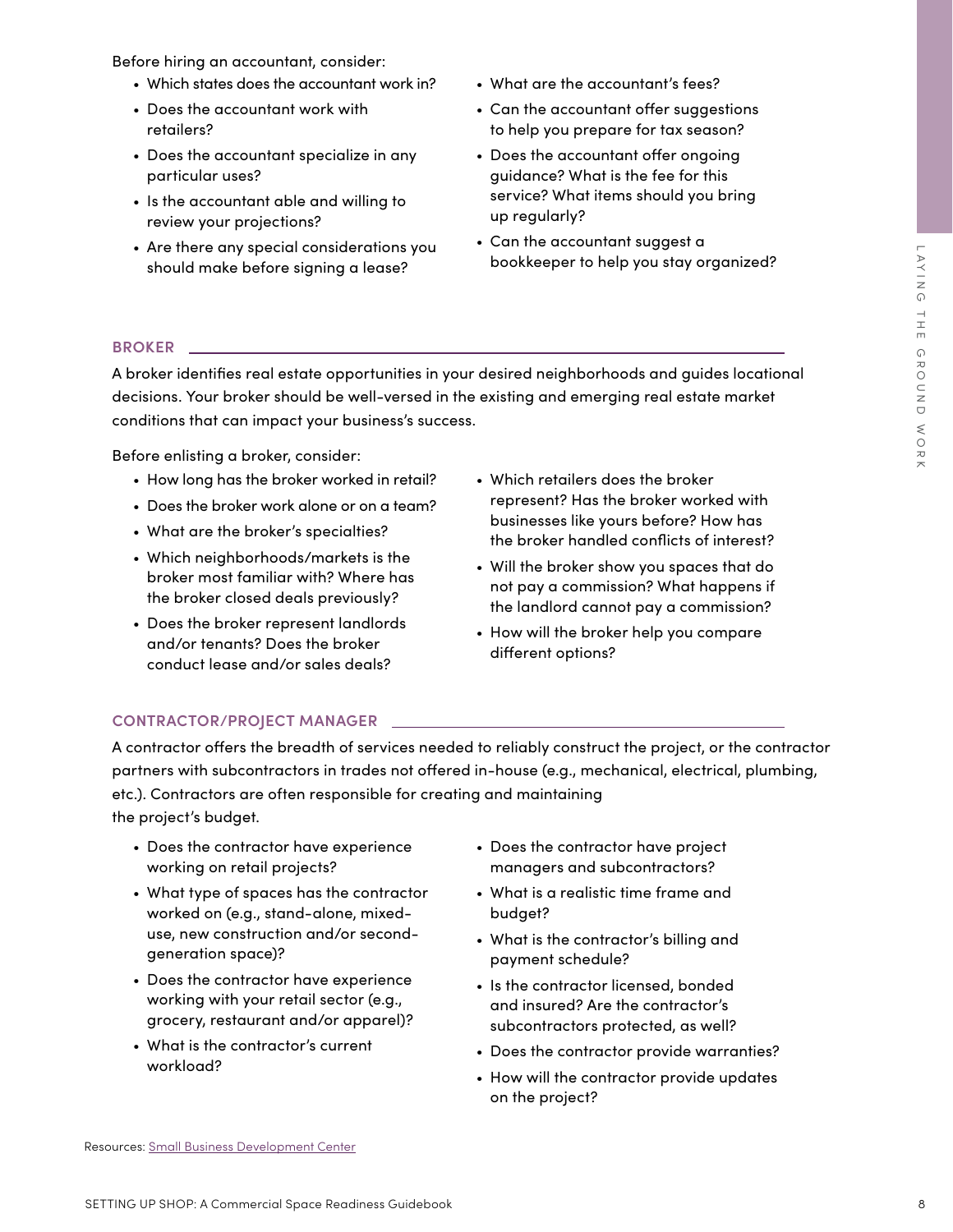Before hiring an accountant, consider:

- Which states does the accountant work in?
- Does the accountant work with retailers?
- Does the accountant specialize in any particular uses?
- Is the accountant able and willing to review your projections?
- Are there any special considerations you should make before signing a lease?
- What are the accountant's fees?
- Can the accountant offer suggestions to help you prepare for tax season?
- Does the accountant offer ongoing guidance? What is the fee for this service? What items should you bring up regularly?
- Can the accountant suggest a bookkeeper to help you stay organized?

### BROKER

A broker identifies real estate opportunities in your desired neighborhoods and guides locational decisions. Your broker should be well-versed in the existing and emerging real estate market conditions that can impact your business's success.

Before enlisting a broker, consider:

- How long has the broker worked in retail?
- Does the broker work alone or on a team?
- What are the broker's specialties?
- Which neighborhoods/markets is the broker most familiar with? Where has the broker closed deals previously?
- Does the broker represent landlords and/or tenants? Does the broker conduct lease and/or sales deals?
- Which retailers does the broker represent? Has the broker worked with businesses like yours before? How has the broker handled conflicts of interest?
- Will the broker show you spaces that do not pay a commission? What happens if the landlord cannot pay a commission?
- How will the broker help you compare different options?

### CONTRACTOR/PROJECT MANAGER

A contractor offers the breadth of services needed to reliably construct the project, or the contractor partners with subcontractors in trades not offered in-house (e.g., mechanical, electrical, plumbing, etc.). Contractors are often responsible for creating and maintaining the project's budget.

- Does the contractor have experience working on retail projects?
- What type of spaces has the contractor worked on (e.g., stand-alone, mixed-use, new construction and/or second-generation space)?
- Does the contractor have experience working with your retail sector (e.g., grocery, restaurant and/or apparel)?
- What is the contractor's current workload?
- Does the contractor have project managers and subcontractors?
- What is a realistic time frame and budget?
- What is the contractor's billing and payment schedule?
- Is the contractor licensed, bonded and insured? Are the contractor's subcontractors protected, as well?
- Does the contractor provide warranties?
- How will the contractor provide updates on the project?

Resources: Small Business Development Center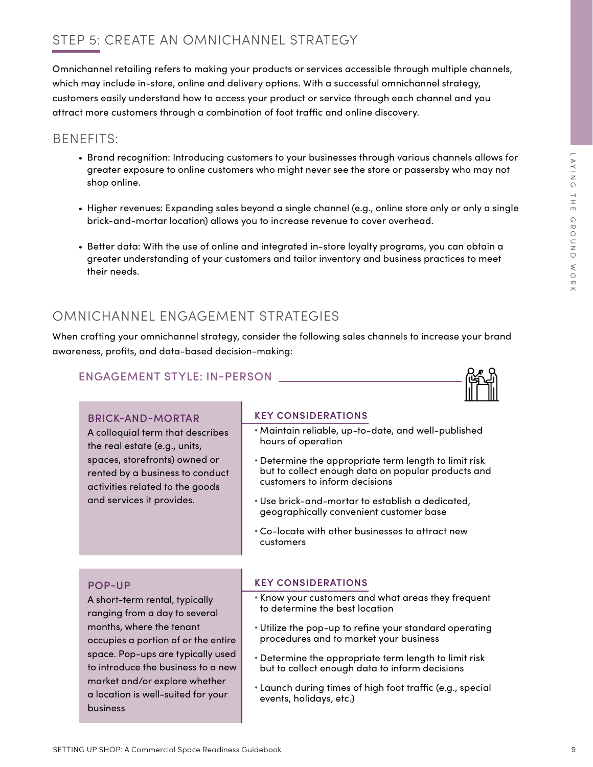## STEP 5: CREATE AN OMNICHANNEL STRATEGY

Omnichannel retailing refers to making your products or services accessible through multiple channels, which may include in-store, online and delivery options. With a successful omnichannel strategy, customers easily understand how to access your product or service through each channel and you attract more customers through a combination of foot traffic and online discovery.

### BENEFITS:

- Brand recognition: Introducing customers to your businesses through various channels allows for greater exposure to online customers who might never see the store or passersby who may not shop online.
- Higher revenues: Expanding sales beyond a single channel (e.g., online store only or only a single brick-and-mortar location) allows you to increase revenue to cover overhead.
- Better data: With the use of online and integrated in-store loyalty programs, you can obtain a greater understanding of your customers and tailor inventory and business practices to meet their needs.

## OMNICHANNEL ENGAGEMENT STRATEGIES

When crafting your omnichannel strategy, consider the following sales channels to increase your brand awareness, profits, and data-based decision-making:

### ENGAGEMENT STYLE: IN-PERSON

#### BRICK-AND-MORTAR

A colloquial term that describes the real estate (e.g., units, spaces, storefronts) owned or rented by a business to conduct activities related to the goods and services it provides.

**KEY CONSIDERATIONS**

- Maintain reliable, up-to-date, and well-published hours of operation
- Determine the appropriate term length to limit risk but to collect enough data on popular products and customers to inform decisions
- Use brick-and-mortar to establish a dedicated, geographically convenient customer base
- Co-locate with other businesses to attract new customers

#### POP-UP

A short-term rental, typically ranging from a day to several months, where the tenant occupies a portion of or the entire space. Pop-ups are typically used to introduce the business to a new market and/or explore whether a location is well-suited for your business

**KEY CONSIDERATIONS**

- Know your customers and what areas they frequent to determine the best location
- Utilize the pop-up to refine your standard operating procedures and to market your business
- Determine the appropriate term length to limit risk but to collect enough data to inform decisions
- Launch during times of high foot traffic (e.g., special events, holidays, etc.)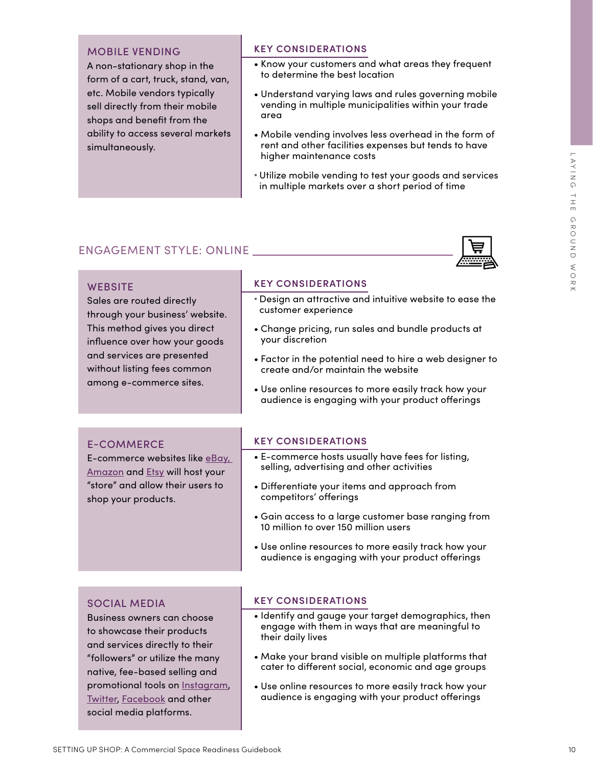### MOBILE VENDING

A non-stationary shop in the form of a cart, truck, stand, van, etc. Mobile vendors typically sell directly from their mobile shops and benefit from the ability to access several markets simultaneously.

**KEY CONSIDERATIONS**

- Know your customers and what areas they frequent to determine the best location
- Understand varying laws and rules governing mobile vending in multiple municipalities within your trade area
- Mobile vending involves less overhead in the form of rent and other facilities expenses but tends to have higher maintenance costs
- Utilize mobile vending to test your goods and services in multiple markets over a short period of time

## ENGAGEMENT STYLE: ONLINE

### WEBSITE

Sales are routed directly through your business' website. This method gives you direct influence over how your goods and services are presented without listing fees common among e-commerce sites.

**KEY CONSIDERATIONS**

- Design an attractive and intuitive website to ease the customer experience
- Change pricing, run sales and bundle products at your discretion
- Factor in the potential need to hire a web designer to create and/or maintain the website
- Use online resources to more easily track how your audience is engaging with your product offerings

### E-COMMERCE

E-commerce websites like eBay, Amazon and Etsy will host your "store" and allow their users to shop your products.

**KEY CONSIDERATIONS**

- E-commerce hosts usually have fees for listing, selling, advertising and other activities
- Differentiate your items and approach from competitors' offerings
- Gain access to a large customer base ranging from 10 million to over 150 million users
- Use online resources to more easily track how your audience is engaging with your product offerings

### SOCIAL MEDIA

Business owners can choose to showcase their products and services directly to their "followers" or utilize the many native, fee-based selling and promotional tools on Instagram, Twitter, Facebook and other social media platforms.

**KEY CONSIDERATIONS**

- Identify and gauge your target demographics, then engage with them in ways that are meaningful to their daily lives
- Make your brand visible on multiple platforms that cater to different social, economic and age groups
- Use online resources to more easily track how your audience is engaging with your product offerings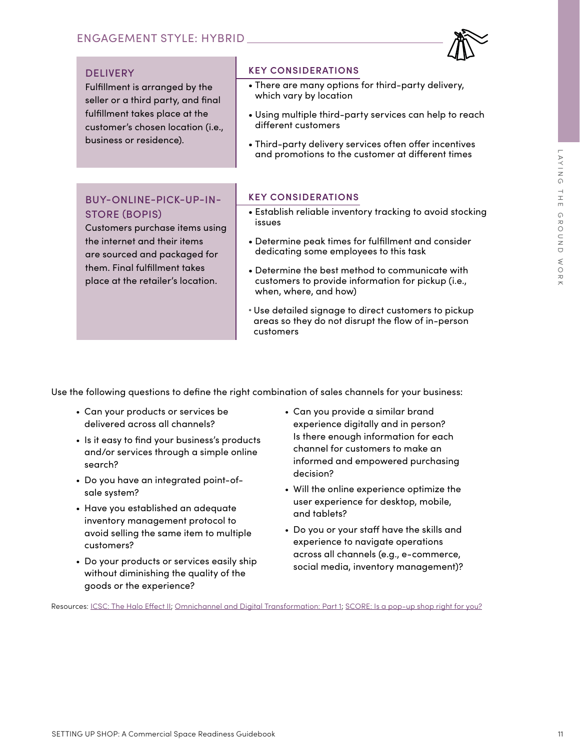## ENGAGEMENT STYLE: HYBRID

### DELIVERY

Fulfillment is arranged by the seller or a third party, and final fulfillment takes place at the customer's chosen location (i.e., business or residence).

**KEY CONSIDERATIONS**

- There are many options for third-party delivery, which vary by location
- Using multiple third-party services can help to reach different customers
- Third-party delivery services often offer incentives and promotions to the customer at different times

### BUY-ONLINE-PICK-UP-IN-STORE (BOPIS)

Customers purchase items using the internet and their items are sourced and packaged for them. Final fulfillment takes place at the retailer's location.

**KEY CONSIDERATIONS**

- Establish reliable inventory tracking to avoid stocking issues
- Determine peak times for fulfillment and consider dedicating some employees to this task
- Determine the best method to communicate with customers to provide information for pickup (i.e., when, where, and how)
- Use detailed signage to direct customers to pickup areas so they do not disrupt the flow of in-person customers

Use the following questions to define the right combination of sales channels for your business:

- Can your products or services be delivered across all channels?
- Is it easy to find your business's products and/or services through a simple online search?
- Do you have an integrated point-of-sale system?
- Have you established an adequate inventory management protocol to avoid selling the same item to multiple customers?
- Do your products or services easily ship without diminishing the quality of the goods or the experience?
- Can you provide a similar brand experience digitally and in person? Is there enough information for each channel for customers to make an informed and empowered purchasing decision?
- Will the online experience optimize the user experience for desktop, mobile, and tablets?
- Do you or your staff have the skills and experience to navigate operations across all channels (e.g., e-commerce, social media, inventory management)?

Resources: ICSC: The Halo Effect II; Omnichannel and Digital Transformation: Part 1; SCORE: Is a pop-up shop right for you?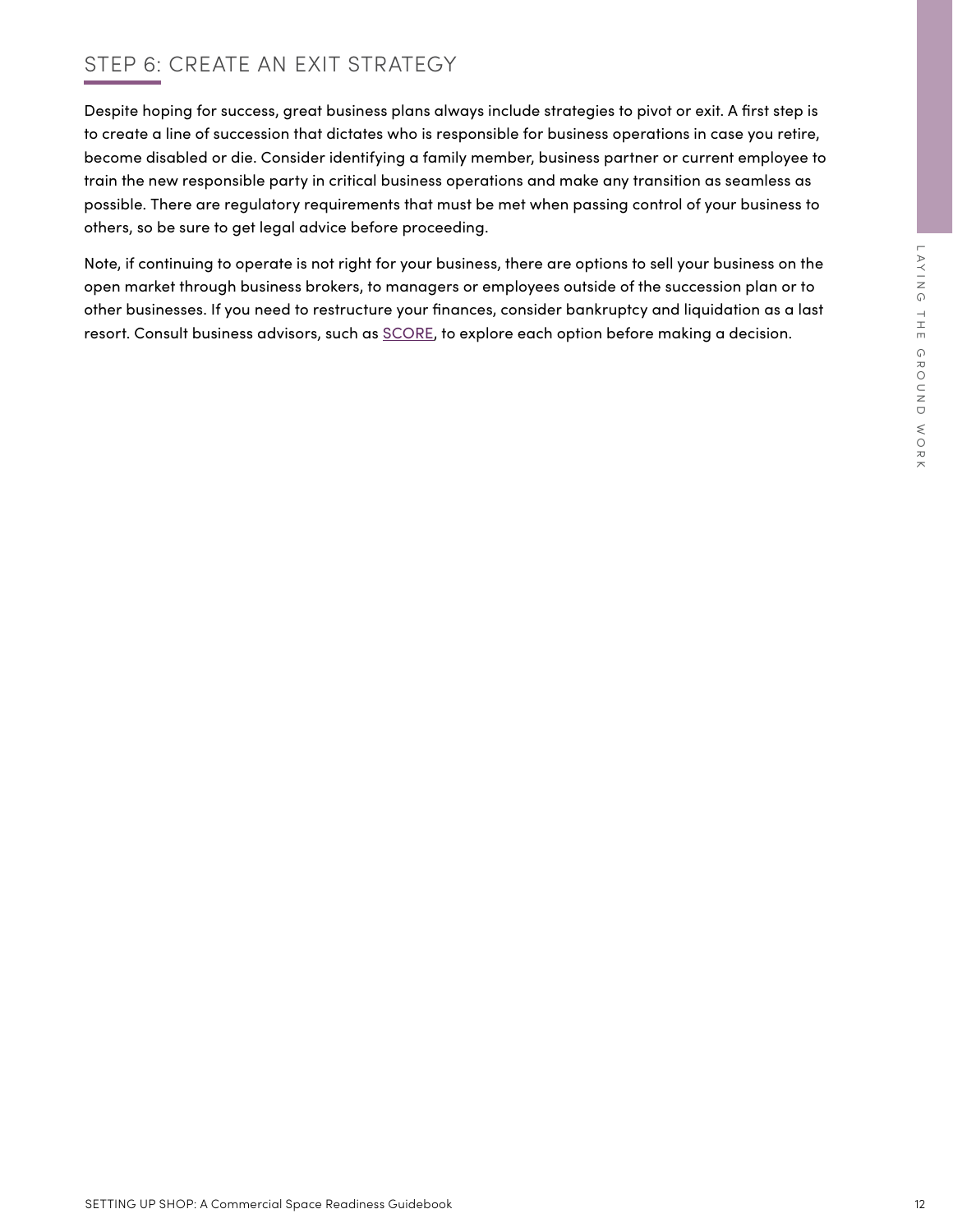## STEP 6: CREATE AN EXIT STRATEGY

Despite hoping for success, great business plans always include strategies to pivot or exit. A first step is to create a line of succession that dictates who is responsible for business operations in case you retire, become disabled or die. Consider identifying a family member, business partner or current employee to train the new responsible party in critical business operations and make any transition as seamless as possible. There are regulatory requirements that must be met when passing control of your business to others, so be sure to get legal advice before proceeding.

Note, if continuing to operate is not right for your business, there are options to sell your business on the open market through business brokers, to managers or employees outside of the succession plan or to other businesses. If you need to restructure your finances, consider bankruptcy and liquidation as a last resort. Consult business advisors, such as SCORE, to explore each option before making a decision.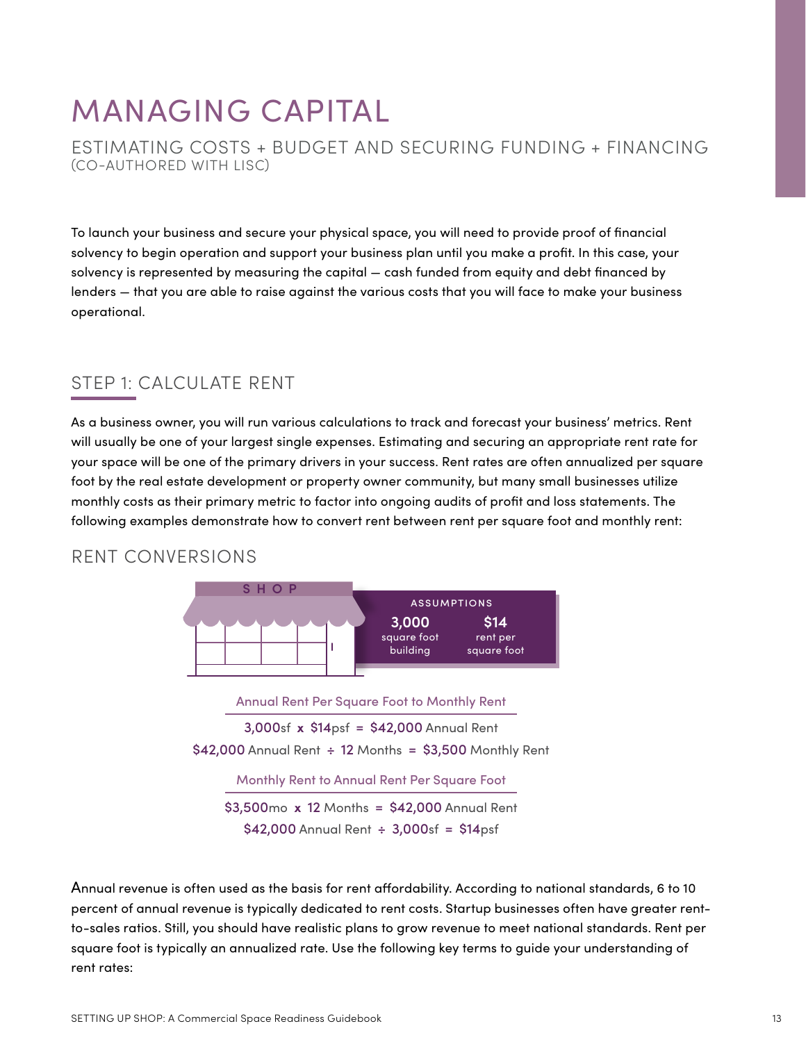# MANAGING CAPITAL

## ESTIMATING COSTS + BUDGET AND SECURING FUNDING + FINANCING
(CO-AUTHORED WITH LISC)

To launch your business and secure your physical space, you will need to provide proof of financial solvency to begin operation and support your business plan until you make a profit. In this case, your solvency is represented by measuring the capital — cash funded from equity and debt financed by lenders — that you are able to raise against the various costs that you will face to make your business operational.

## STEP 1: CALCULATE RENT

As a business owner, you will run various calculations to track and forecast your business' metrics. Rent will usually be one of your largest single expenses. Estimating and securing an appropriate rent rate for your space will be one of the primary drivers in your success. Rent rates are often annualized per square foot by the real estate development or property owner community, but many small businesses utilize monthly costs as their primary metric to factor into ongoing audits of profit and loss statements. The following examples demonstrate how to convert rent between rent per square foot and monthly rent:

### RENT CONVERSIONS

SHOP

ASSUMPTIONS

**3,000** square foot building

**$14** rent per square foot

**Annual Rent Per Square Foot to Monthly Rent**

3,000sf x $14psf = $42,000 Annual Rent

$42,000 Annual Rent ÷ 12 Months = $3,500 Monthly Rent

**Monthly Rent to Annual Rent Per Square Foot**

$3,500mo x 12 Months = $42,000 Annual Rent

$42,000 Annual Rent ÷ 3,000sf = $14psf

Annual revenue is often used as the basis for rent affordability. According to national standards, 6 to 10 percent of annual revenue is typically dedicated to rent costs. Startup businesses often have greater rent-to-sales ratios. Still, you should have realistic plans to grow revenue to meet national standards. Rent per square foot is typically an annualized rate. Use the following key terms to guide your understanding of rent rates: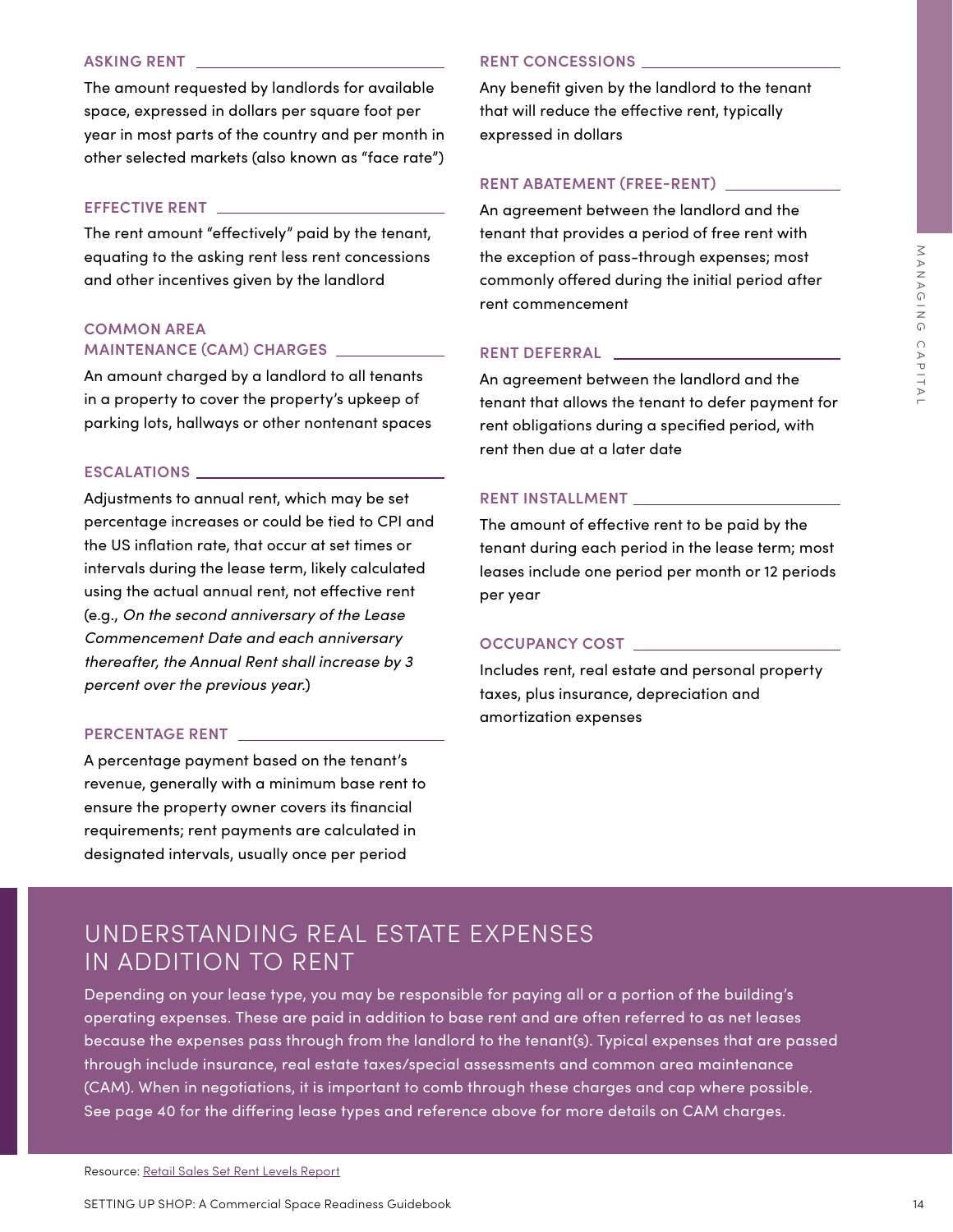### ASKING RENT

The amount requested by landlords for available space, expressed in dollars per square foot per year in most parts of the country and per month in other selected markets (also known as "face rate")

### EFFECTIVE RENT

The rent amount "effectively" paid by the tenant, equating to the asking rent less rent concessions and other incentives given by the landlord

### COMMON AREA MAINTENANCE (CAM) CHARGES

An amount charged by a landlord to all tenants in a property to cover the property's upkeep of parking lots, hallways or other nontenant spaces

### ESCALATIONS

Adjustments to annual rent, which may be set percentage increases or could be tied to CPI and the US inflation rate, that occur at set times or intervals during the lease term, likely calculated using the actual annual rent, not effective rent (e.g., *On the second anniversary of the Lease Commencement Date and each anniversary thereafter, the Annual Rent shall increase by 3 percent over the previous year.*)

### PERCENTAGE RENT

A percentage payment based on the tenant's revenue, generally with a minimum base rent to ensure the property owner covers its financial requirements; rent payments are calculated in designated intervals, usually once per period

### RENT CONCESSIONS

Any benefit given by the landlord to the tenant that will reduce the effective rent, typically expressed in dollars

### RENT ABATEMENT (FREE-RENT)

An agreement between the landlord and the tenant that provides a period of free rent with the exception of pass-through expenses; most commonly offered during the initial period after rent commencement

### RENT DEFERRAL

An agreement between the landlord and the tenant that allows the tenant to defer payment for rent obligations during a specified period, with rent then due at a later date

### RENT INSTALLMENT

The amount of effective rent to be paid by the tenant during each period in the lease term; most leases include one period per month or 12 periods per year

### OCCUPANCY COST

Includes rent, real estate and personal property taxes, plus insurance, depreciation and amortization expenses

## UNDERSTANDING REAL ESTATE EXPENSES IN ADDITION TO RENT

Depending on your lease type, you may be responsible for paying all or a portion of the building's operating expenses. These are paid in addition to base rent and are often referred to as net leases because the expenses pass through from the landlord to the tenant(s). Typical expenses that are passed through include insurance, real estate taxes/special assessments and common area maintenance (CAM). When in negotiations, it is important to comb through these charges and cap where possible. See page 40 for the differing lease types and reference above for more details on CAM charges.

Resource: Retail Sales Set Rent Levels Report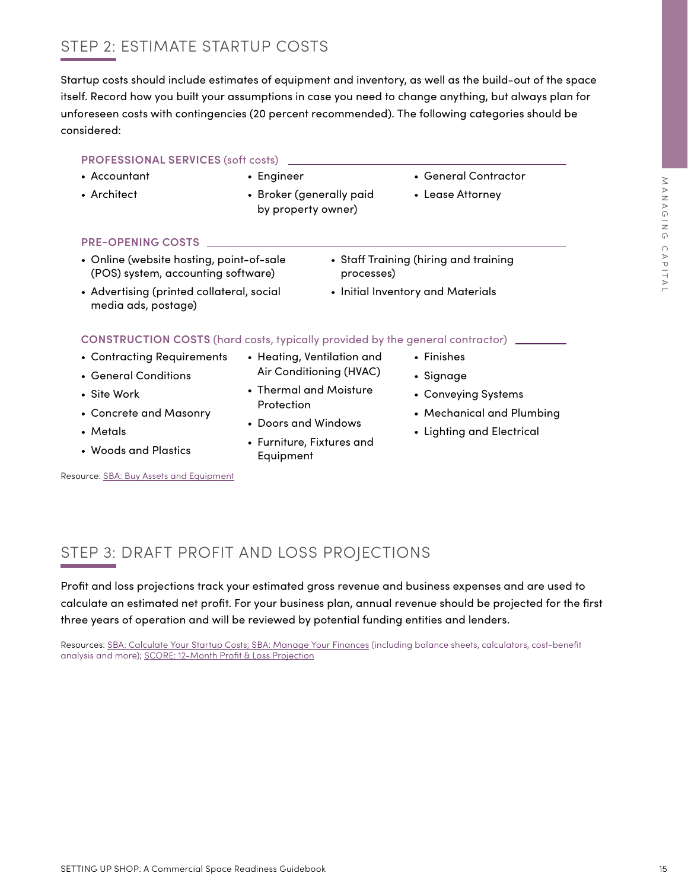## STEP 2: ESTIMATE STARTUP COSTS

Startup costs should include estimates of equipment and inventory, as well as the build-out of the space itself. Record how you built your assumptions in case you need to change anything, but always plan for unforeseen costs with contingencies (20 percent recommended). The following categories should be considered:

### PROFESSIONAL SERVICES (soft costs)

- Accountant
- Architect
- Engineer
- Broker (generally paid by property owner)
- General Contractor
- Lease Attorney

### PRE-OPENING COSTS

- Online (website hosting, point-of-sale (POS) system, accounting software)
- Advertising (printed collateral, social media ads, postage)
- Staff Training (hiring and training processes)
- Initial Inventory and Materials

### CONSTRUCTION COSTS (hard costs, typically provided by the general contractor)

- Contracting Requirements
- General Conditions
- Site Work
- Concrete and Masonry
- Metals
- Woods and Plastics
- Heating, Ventilation and Air Conditioning (HVAC)
- Thermal and Moisture Protection
- Doors and Windows
- Furniture, Fixtures and Equipment
- Finishes
- Signage
- Conveying Systems
- Mechanical and Plumbing
- Lighting and Electrical

Resource: SBA: Buy Assets and Equipment

## STEP 3: DRAFT PROFIT AND LOSS PROJECTIONS

Profit and loss projections track your estimated gross revenue and business expenses and are used to calculate an estimated net profit. For your business plan, annual revenue should be projected for the first three years of operation and will be reviewed by potential funding entities and lenders.

Resources: SBA: Calculate Your Startup Costs; SBA: Manage Your Finances (including balance sheets, calculators, cost-benefit analysis and more); SCORE: 12-Month Profit & Loss Projection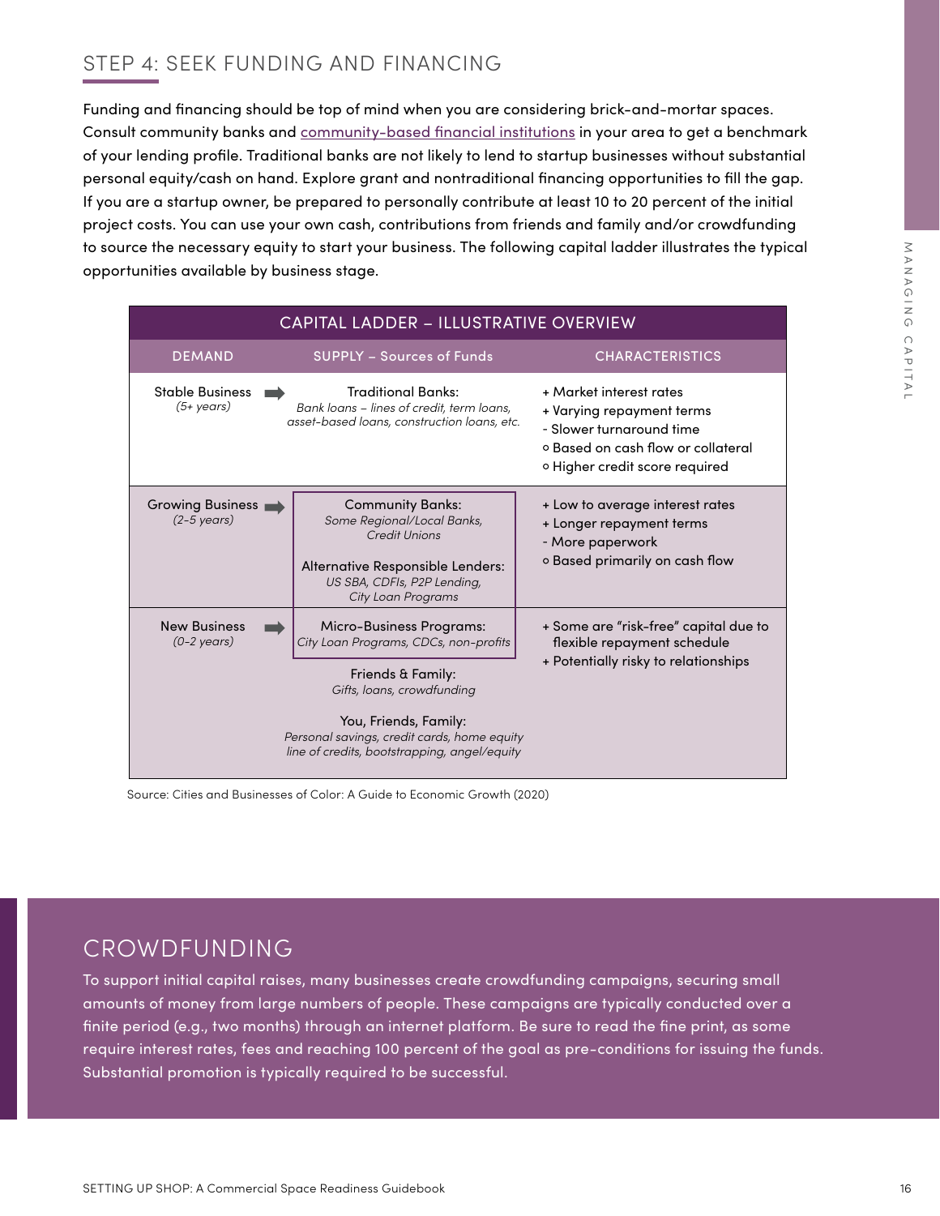## STEP 4: SEEK FUNDING AND FINANCING

Funding and financing should be top of mind when you are considering brick-and-mortar spaces. Consult community banks and community-based financial institutions in your area to get a benchmark of your lending profile. Traditional banks are not likely to lend to startup businesses without substantial personal equity/cash on hand. Explore grant and nontraditional financing opportunities to fill the gap. If you are a startup owner, be prepared to personally contribute at least 10 to 20 percent of the initial project costs. You can use your own cash, contributions from friends and family and/or crowdfunding to source the necessary equity to start your business. The following capital ladder illustrates the typical opportunities available by business stage.

**CAPITAL LADDER – ILLUSTRATIVE OVERVIEW**

| DEMAND | SUPPLY – Sources of Funds | CHARACTERISTICS |
|---|---|---|
| Stable Business *(5+ years)* | Traditional Banks: *Bank loans – lines of credit, term loans, asset-based loans, construction loans, etc.* | + Market interest rates<br>+ Varying repayment terms<br>- Slower turnaround time<br>○ Based on cash flow or collateral<br>○ Higher credit score required |
| Growing Business *(2-5 years)* | Community Banks: *Some Regional/Local Banks, Credit Unions*<br><br>Alternative Responsible Lenders: *US SBA, CDFIs, P2P Lending, City Loan Programs* | + Low to average interest rates<br>+ Longer repayment terms<br>- More paperwork<br>○ Based primarily on cash flow |
| New Business *(0-2 years)* | Micro-Business Programs: *City Loan Programs, CDCs, non-profits*<br><br>Friends & Family: *Gifts, loans, crowdfunding*<br><br>You, Friends, Family: *Personal savings, credit cards, home equity line of credits, bootstrapping, angel/equity* | + Some are "risk-free" capital due to flexible repayment schedule<br>+ Potentially risky to relationships |

Source: Cities and Businesses of Color: A Guide to Economic Growth (2020)

## CROWDFUNDING

To support initial capital raises, many businesses create crowdfunding campaigns, securing small amounts of money from large numbers of people. These campaigns are typically conducted over a finite period (e.g., two months) through an internet platform. Be sure to read the fine print, as some require interest rates, fees and reaching 100 percent of the goal as pre-conditions for issuing the funds. Substantial promotion is typically required to be successful.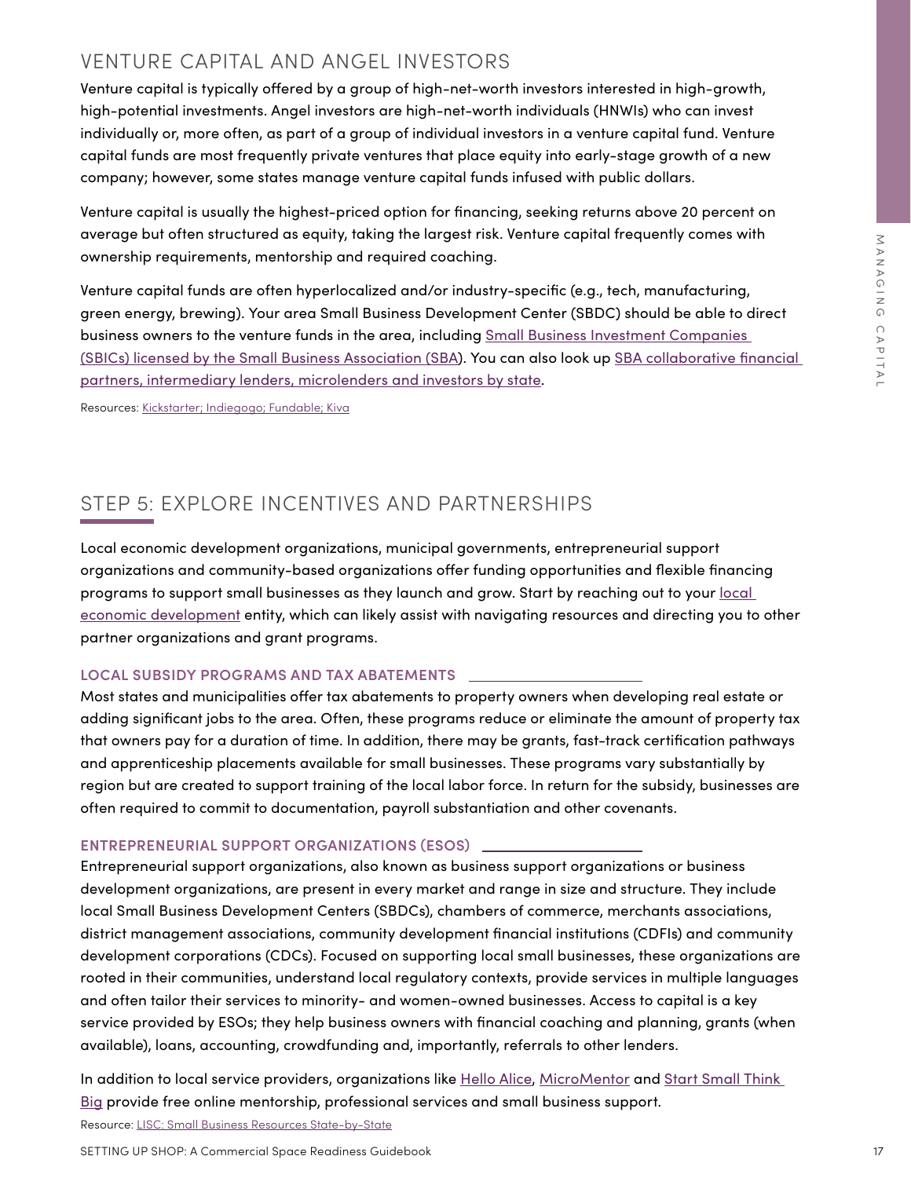## VENTURE CAPITAL AND ANGEL INVESTORS

Venture capital is typically offered by a group of high-net-worth investors interested in high-growth, high-potential investments. Angel investors are high-net-worth individuals (HNWIs) who can invest individually or, more often, as part of a group of individual investors in a venture capital fund. Venture capital funds are most frequently private ventures that place equity into early-stage growth of a new company; however, some states manage venture capital funds infused with public dollars.

Venture capital is usually the highest-priced option for financing, seeking returns above 20 percent on average but often structured as equity, taking the largest risk. Venture capital frequently comes with ownership requirements, mentorship and required coaching.

Venture capital funds are often hyperlocalized and/or industry-specific (e.g., tech, manufacturing, green energy, brewing). Your area Small Business Development Center (SBDC) should be able to direct business owners to the venture funds in the area, including Small Business Investment Companies (SBICs) licensed by the Small Business Association (SBA). You can also look up SBA collaborative financial partners, intermediary lenders, microlenders and investors by state.

Resources: Kickstarter; Indiegogo; Fundable; Kiva

## STEP 5: EXPLORE INCENTIVES AND PARTNERSHIPS

Local economic development organizations, municipal governments, entrepreneurial support organizations and community-based organizations offer funding opportunities and flexible financing programs to support small businesses as they launch and grow. Start by reaching out to your local economic development entity, which can likely assist with navigating resources and directing you to other partner organizations and grant programs.

### LOCAL SUBSIDY PROGRAMS AND TAX ABATEMENTS

Most states and municipalities offer tax abatements to property owners when developing real estate or adding significant jobs to the area. Often, these programs reduce or eliminate the amount of property tax that owners pay for a duration of time. In addition, there may be grants, fast-track certification pathways and apprenticeship placements available for small businesses. These programs vary substantially by region but are created to support training of the local labor force. In return for the subsidy, businesses are often required to commit to documentation, payroll substantiation and other covenants.

### ENTREPRENEURIAL SUPPORT ORGANIZATIONS (ESOS)

Entrepreneurial support organizations, also known as business support organizations or business development organizations, are present in every market and range in size and structure. They include local Small Business Development Centers (SBDCs), chambers of commerce, merchants associations, district management associations, community development financial institutions (CDFIs) and community development corporations (CDCs). Focused on supporting local small businesses, these organizations are rooted in their communities, understand local regulatory contexts, provide services in multiple languages and often tailor their services to minority- and women-owned businesses. Access to capital is a key service provided by ESOs; they help business owners with financial coaching and planning, grants (when available), loans, accounting, crowdfunding and, importantly, referrals to other lenders.

In addition to local service providers, organizations like Hello Alice, MicroMentor and Start Small Think Big provide free online mentorship, professional services and small business support.

Resource: LISC: Small Business Resources State-by-State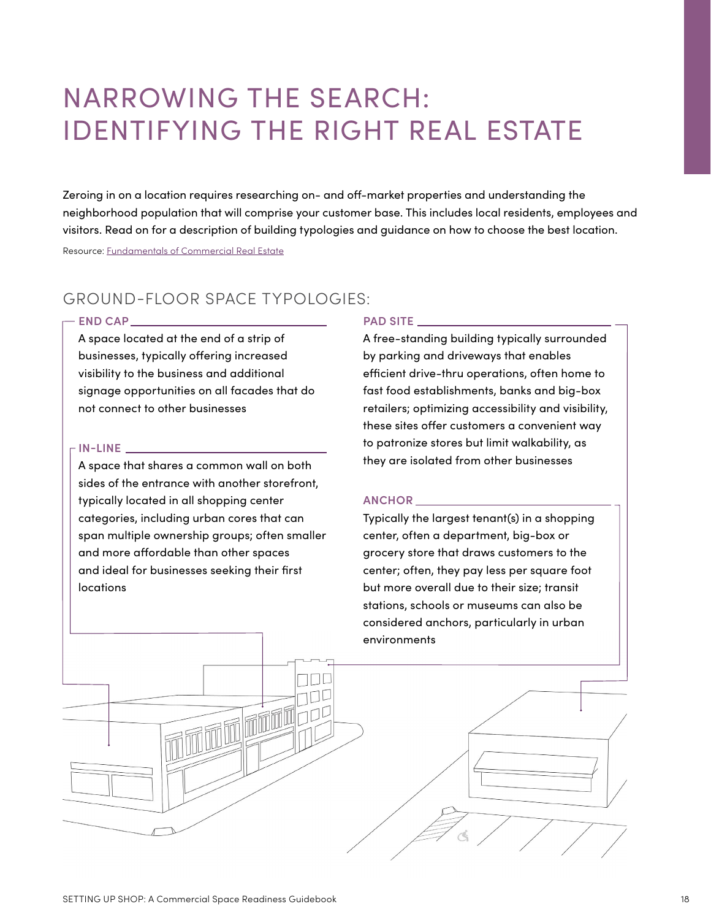# NARROWING THE SEARCH: IDENTIFYING THE RIGHT REAL ESTATE

Zeroing in on a location requires researching on- and off-market properties and understanding the neighborhood population that will comprise your customer base. This includes local residents, employees and visitors. Read on for a description of building typologies and guidance on how to choose the best location.

Resource: Fundamentals of Commercial Real Estate

## GROUND-FLOOR SPACE TYPOLOGIES:

### END CAP

A space located at the end of a strip of businesses, typically offering increased visibility to the business and additional signage opportunities on all facades that do not connect to other businesses

### IN-LINE

A space that shares a common wall on both sides of the entrance with another storefront, typically located in all shopping center categories, including urban cores that can span multiple ownership groups; often smaller and more affordable than other spaces and ideal for businesses seeking their first locations

### PAD SITE

A free-standing building typically surrounded by parking and driveways that enables efficient drive-thru operations, often home to fast food establishments, banks and big-box retailers; optimizing accessibility and visibility, these sites offer customers a convenient way to patronize stores but limit walkability, as they are isolated from other businesses

### ANCHOR

Typically the largest tenant(s) in a shopping center, often a department, big-box or grocery store that draws customers to the center; often, they pay less per square foot but more overall due to their size; transit stations, schools or museums can also be considered anchors, particularly in urban environments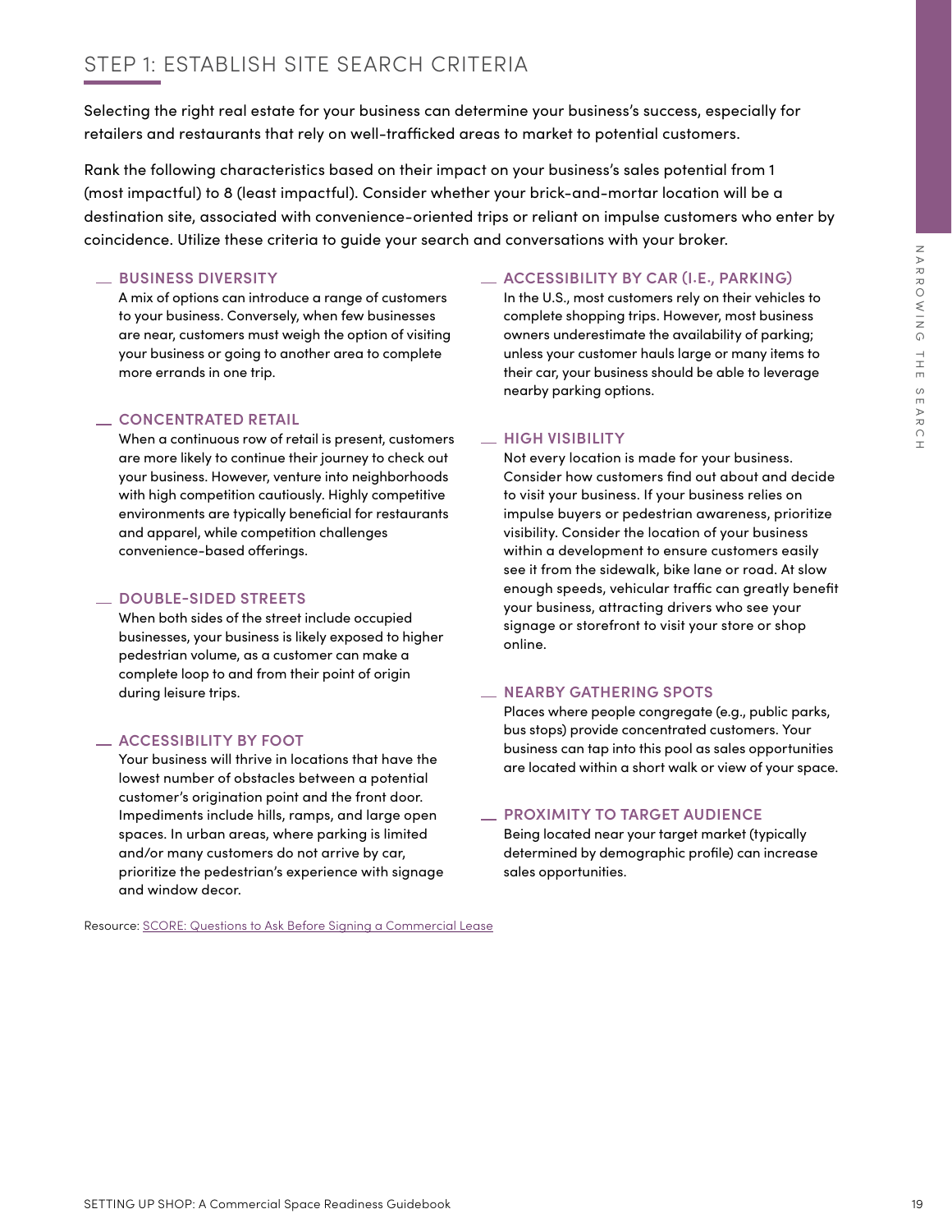## STEP 1: ESTABLISH SITE SEARCH CRITERIA

Selecting the right real estate for your business can determine your business's success, especially for retailers and restaurants that rely on well-trafficked areas to market to potential customers.

Rank the following characteristics based on their impact on your business's sales potential from 1 (most impactful) to 8 (least impactful). Consider whether your brick-and-mortar location will be a destination site, associated with convenience-oriented trips or reliant on impulse customers who enter by coincidence. Utilize these criteria to guide your search and conversations with your broker.

\_\_ **BUSINESS DIVERSITY**
A mix of options can introduce a range of customers to your business. Conversely, when few businesses are near, customers must weigh the option of visiting your business or going to another area to complete more errands in one trip.

\_\_ **CONCENTRATED RETAIL**
When a continuous row of retail is present, customers are more likely to continue their journey to check out your business. However, venture into neighborhoods with high competition cautiously. Highly competitive environments are typically beneficial for restaurants and apparel, while competition challenges convenience-based offerings.

\_\_ **DOUBLE-SIDED STREETS**
When both sides of the street include occupied businesses, your business is likely exposed to higher pedestrian volume, as a customer can make a complete loop to and from their point of origin during leisure trips.

\_\_ **ACCESSIBILITY BY FOOT**
Your business will thrive in locations that have the lowest number of obstacles between a potential customer's origination point and the front door. Impediments include hills, ramps, and large open spaces. In urban areas, where parking is limited and/or many customers do not arrive by car, prioritize the pedestrian's experience with signage and window decor.

\_\_ **ACCESSIBILITY BY CAR (I.E., PARKING)**
In the U.S., most customers rely on their vehicles to complete shopping trips. However, most business owners underestimate the availability of parking; unless your customer hauls large or many items to their car, your business should be able to leverage nearby parking options.

\_\_ **HIGH VISIBILITY**
Not every location is made for your business. Consider how customers find out about and decide to visit your business. If your business relies on impulse buyers or pedestrian awareness, prioritize visibility. Consider the location of your business within a development to ensure customers easily see it from the sidewalk, bike lane or road. At slow enough speeds, vehicular traffic can greatly benefit your business, attracting drivers who see your signage or storefront to visit your store or shop online.

\_\_ **NEARBY GATHERING SPOTS**
Places where people congregate (e.g., public parks, bus stops) provide concentrated customers. Your business can tap into this pool as sales opportunities are located within a short walk or view of your space.

\_\_ **PROXIMITY TO TARGET AUDIENCE**
Being located near your target market (typically determined by demographic profile) can increase sales opportunities.

Resource: SCORE: Questions to Ask Before Signing a Commercial Lease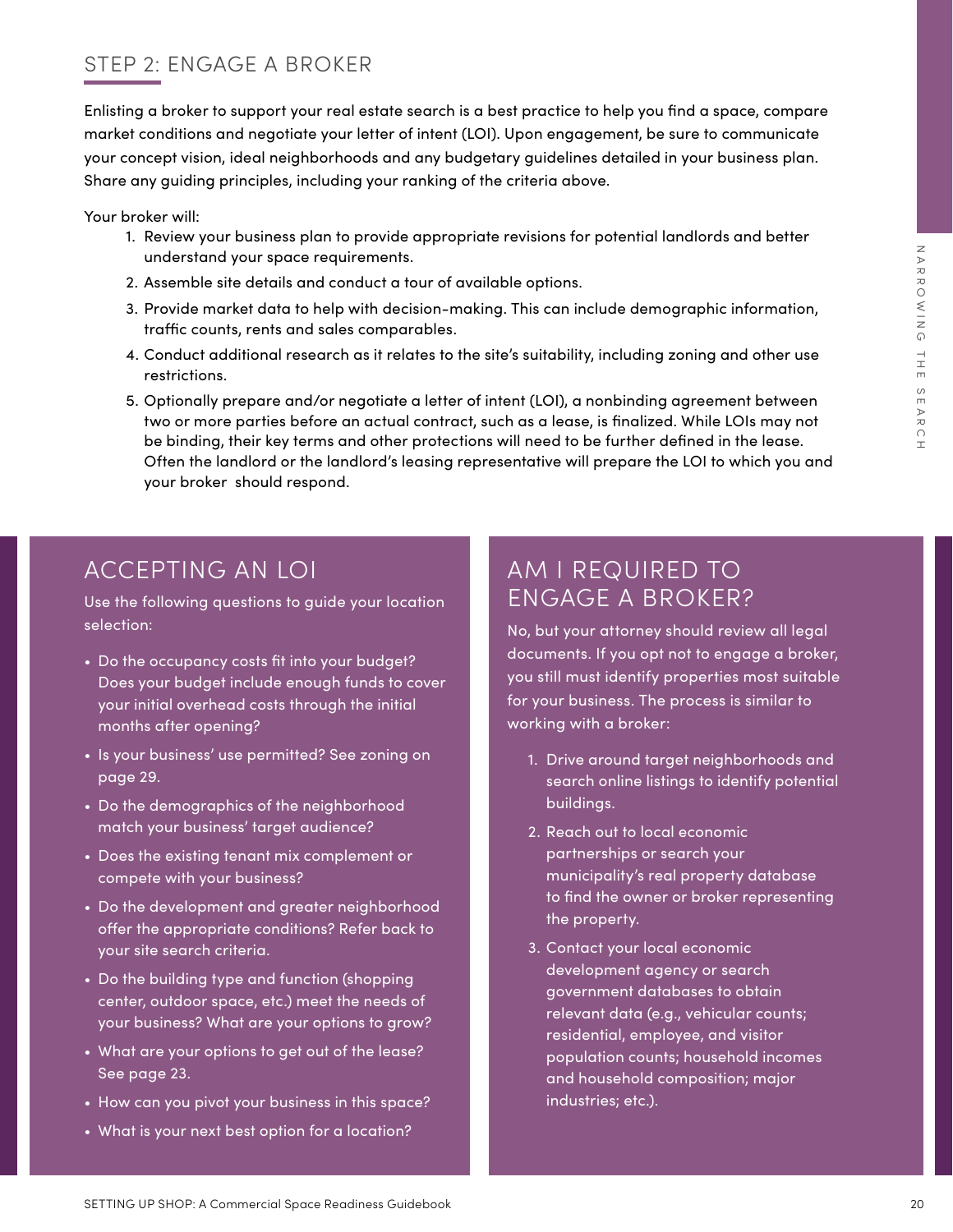## STEP 2: ENGAGE A BROKER

Enlisting a broker to support your real estate search is a best practice to help you find a space, compare market conditions and negotiate your letter of intent (LOI). Upon engagement, be sure to communicate your concept vision, ideal neighborhoods and any budgetary guidelines detailed in your business plan. Share any guiding principles, including your ranking of the criteria above.

Your broker will:

1. Review your business plan to provide appropriate revisions for potential landlords and better understand your space requirements.
2. Assemble site details and conduct a tour of available options.
3. Provide market data to help with decision-making. This can include demographic information, traffic counts, rents and sales comparables.
4. Conduct additional research as it relates to the site's suitability, including zoning and other use restrictions.
5. Optionally prepare and/or negotiate a letter of intent (LOI), a nonbinding agreement between two or more parties before an actual contract, such as a lease, is finalized. While LOIs may not be binding, their key terms and other protections will need to be further defined in the lease. Often the landlord or the landlord's leasing representative will prepare the LOI to which you and your broker should respond.

### ACCEPTING AN LOI

Use the following questions to guide your location selection:

- Do the occupancy costs fit into your budget? Does your budget include enough funds to cover your initial overhead costs through the initial months after opening?
- Is your business' use permitted? See zoning on page 29.
- Do the demographics of the neighborhood match your business' target audience?
- Does the existing tenant mix complement or compete with your business?
- Do the development and greater neighborhood offer the appropriate conditions? Refer back to your site search criteria.
- Do the building type and function (shopping center, outdoor space, etc.) meet the needs of your business? What are your options to grow?
- What are your options to get out of the lease? See page 23.
- How can you pivot your business in this space?
- What is your next best option for a location?

### AM I REQUIRED TO ENGAGE A BROKER?

No, but your attorney should review all legal documents. If you opt not to engage a broker, you still must identify properties most suitable for your business. The process is similar to working with a broker:

1. Drive around target neighborhoods and search online listings to identify potential buildings.
2. Reach out to local economic partnerships or search your municipality's real property database to find the owner or broker representing the property.
3. Contact your local economic development agency or search government databases to obtain relevant data (e.g., vehicular counts; residential, employee, and visitor population counts; household incomes and household composition; major industries; etc.).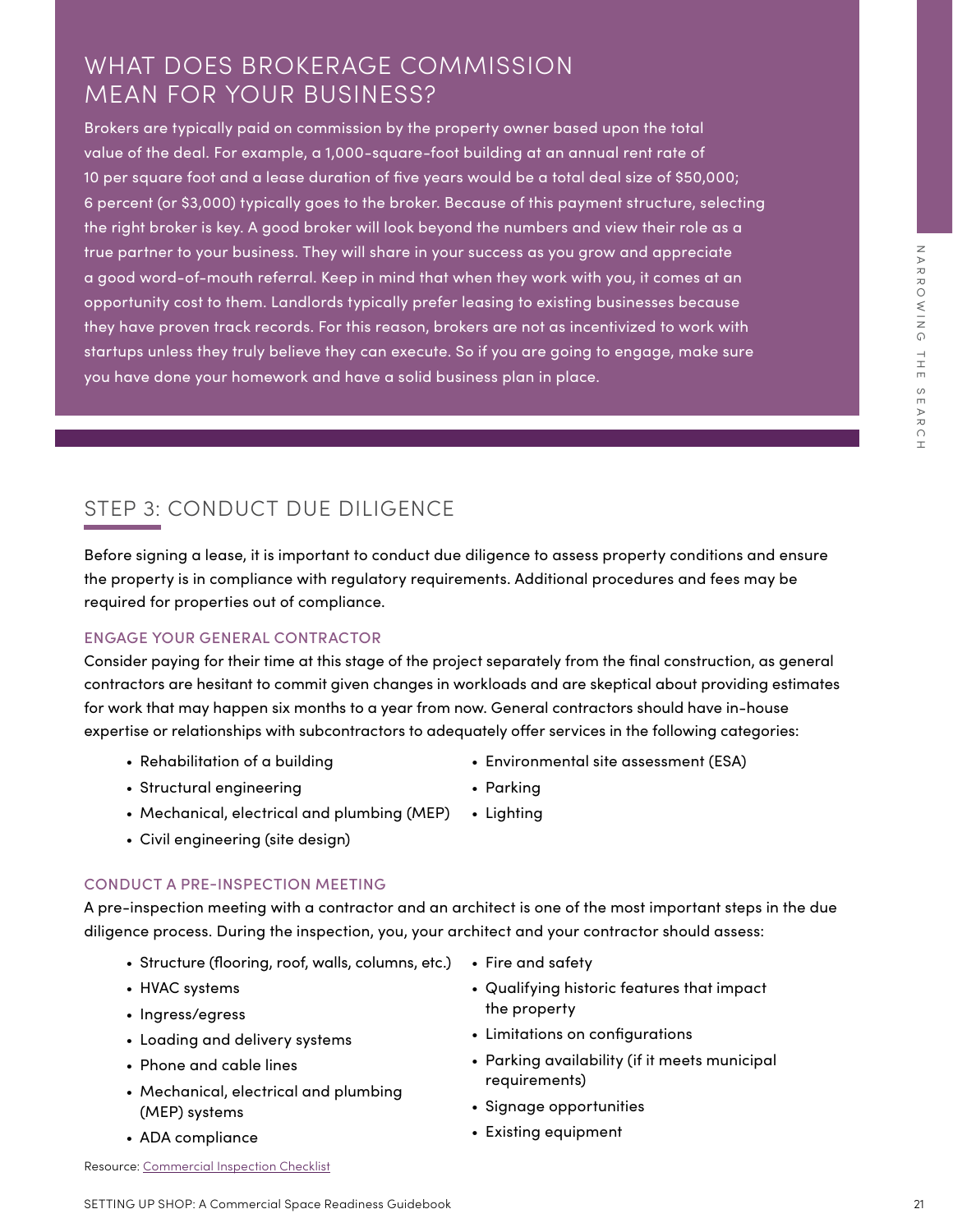## WHAT DOES BROKERAGE COMMISSION MEAN FOR YOUR BUSINESS?

Brokers are typically paid on commission by the property owner based upon the total value of the deal. For example, a 1,000-square-foot building at an annual rent rate of 10 per square foot and a lease duration of five years would be a total deal size of $50,000; 6 percent (or $3,000) typically goes to the broker. Because of this payment structure, selecting the right broker is key. A good broker will look beyond the numbers and view their role as a true partner to your business. They will share in your success as you grow and appreciate a good word-of-mouth referral. Keep in mind that when they work with you, it comes at an opportunity cost to them. Landlords typically prefer leasing to existing businesses because they have proven track records. For this reason, brokers are not as incentivized to work with startups unless they truly believe they can execute. So if you are going to engage, make sure you have done your homework and have a solid business plan in place.

## STEP 3: CONDUCT DUE DILIGENCE

Before signing a lease, it is important to conduct due diligence to assess property conditions and ensure the property is in compliance with regulatory requirements. Additional procedures and fees may be required for properties out of compliance.

### ENGAGE YOUR GENERAL CONTRACTOR

Consider paying for their time at this stage of the project separately from the final construction, as general contractors are hesitant to commit given changes in workloads and are skeptical about providing estimates for work that may happen six months to a year from now. General contractors should have in-house expertise or relationships with subcontractors to adequately offer services in the following categories:

- Rehabilitation of a building
- Structural engineering
- Mechanical, electrical and plumbing (MEP)
- Civil engineering (site design)
- Environmental site assessment (ESA)
- Parking
- Lighting

### CONDUCT A PRE-INSPECTION MEETING

A pre-inspection meeting with a contractor and an architect is one of the most important steps in the due diligence process. During the inspection, you, your architect and your contractor should assess:

- Structure (flooring, roof, walls, columns, etc.)
- HVAC systems
- Ingress/egress
- Loading and delivery systems
- Phone and cable lines
- Mechanical, electrical and plumbing (MEP) systems
- ADA compliance
- Fire and safety
- Qualifying historic features that impact the property
- Limitations on configurations
- Parking availability (if it meets municipal requirements)
- Signage opportunities
- Existing equipment

Resource: Commercial Inspection Checklist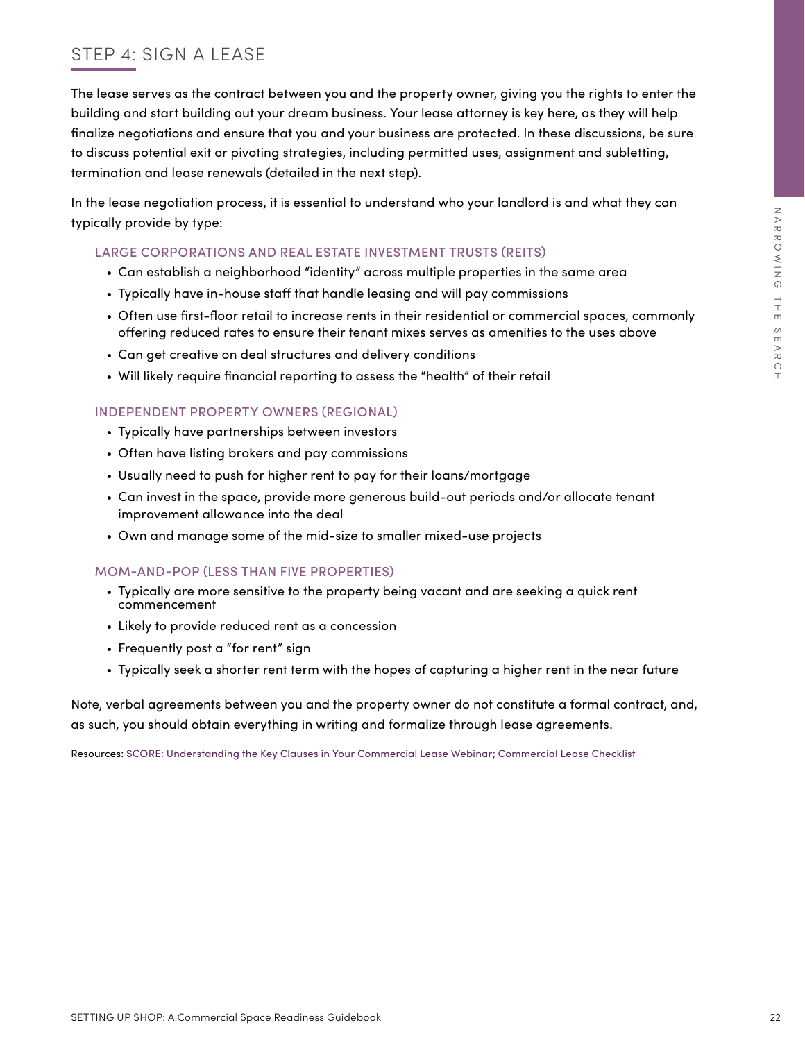## STEP 4: SIGN A LEASE

The lease serves as the contract between you and the property owner, giving you the rights to enter the building and start building out your dream business. Your lease attorney is key here, as they will help finalize negotiations and ensure that you and your business are protected. In these discussions, be sure to discuss potential exit or pivoting strategies, including permitted uses, assignment and subletting, termination and lease renewals (detailed in the next step).

In the lease negotiation process, it is essential to understand who your landlord is and what they can typically provide by type:

### LARGE CORPORATIONS AND REAL ESTATE INVESTMENT TRUSTS (REITS)

- Can establish a neighborhood "identity" across multiple properties in the same area
- Typically have in-house staff that handle leasing and will pay commissions
- Often use first-floor retail to increase rents in their residential or commercial spaces, commonly offering reduced rates to ensure their tenant mixes serves as amenities to the uses above
- Can get creative on deal structures and delivery conditions
- Will likely require financial reporting to assess the "health" of their retail

### INDEPENDENT PROPERTY OWNERS (REGIONAL)

- Typically have partnerships between investors
- Often have listing brokers and pay commissions
- Usually need to push for higher rent to pay for their loans/mortgage
- Can invest in the space, provide more generous build-out periods and/or allocate tenant improvement allowance into the deal
- Own and manage some of the mid-size to smaller mixed-use projects

### MOM-AND-POP (LESS THAN FIVE PROPERTIES)

- Typically are more sensitive to the property being vacant and are seeking a quick rent commencement
- Likely to provide reduced rent as a concession
- Frequently post a "for rent" sign
- Typically seek a shorter rent term with the hopes of capturing a higher rent in the near future

Note, verbal agreements between you and the property owner do not constitute a formal contract, and, as such, you should obtain everything in writing and formalize through lease agreements.

Resources: SCORE: Understanding the Key Clauses in Your Commercial Lease Webinar; Commercial Lease Checklist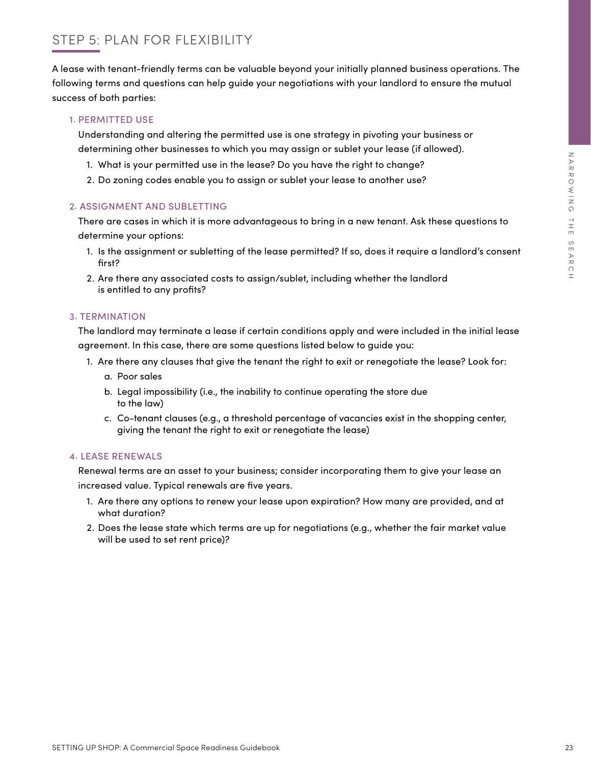## STEP 5: PLAN FOR FLEXIBILITY

A lease with tenant-friendly terms can be valuable beyond your initially planned business operations. The following terms and questions can help guide your negotiations with your landlord to ensure the mutual success of both parties:

### 1. PERMITTED USE

Understanding and altering the permitted use is one strategy in pivoting your business or determining other businesses to which you may assign or sublet your lease (if allowed).

1. What is your permitted use in the lease? Do you have the right to change?
2. Do zoning codes enable you to assign or sublet your lease to another use?

### 2. ASSIGNMENT AND SUBLETTING

There are cases in which it is more advantageous to bring in a new tenant. Ask these questions to determine your options:

1. Is the assignment or subletting of the lease permitted? If so, does it require a landlord's consent first?
2. Are there any associated costs to assign/sublet, including whether the landlord is entitled to any profits?

### 3. TERMINATION

The landlord may terminate a lease if certain conditions apply and were included in the initial lease agreement. In this case, there are some questions listed below to guide you:

1. Are there any clauses that give the tenant the right to exit or renegotiate the lease? Look for:
   a. Poor sales
   b. Legal impossibility (i.e., the inability to continue operating the store due to the law)
   c. Co-tenant clauses (e.g., a threshold percentage of vacancies exist in the shopping center, giving the tenant the right to exit or renegotiate the lease)

### 4. LEASE RENEWALS

Renewal terms are an asset to your business; consider incorporating them to give your lease an increased value. Typical renewals are five years.

1. Are there any options to renew your lease upon expiration? How many are provided, and at what duration?
2. Does the lease state which terms are up for negotiations (e.g., whether the fair market value will be used to set rent price)?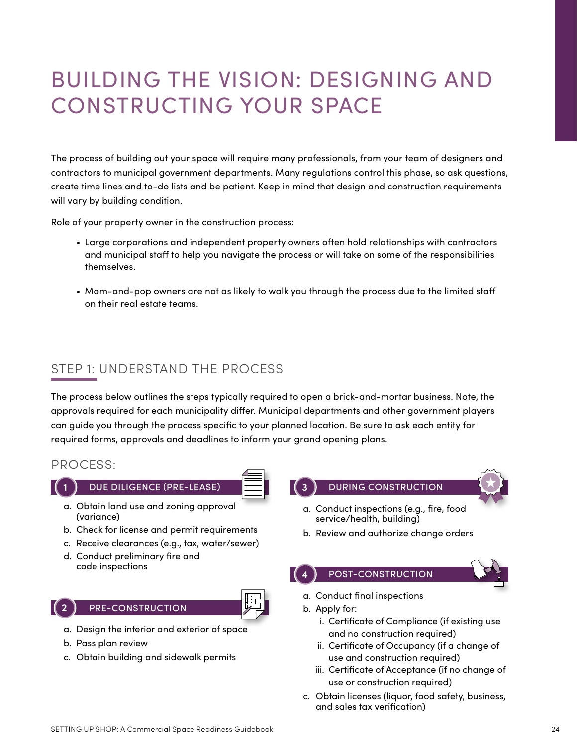# BUILDING THE VISION: DESIGNING AND CONSTRUCTING YOUR SPACE

The process of building out your space will require many professionals, from your team of designers and contractors to municipal government departments. Many regulations control this phase, so ask questions, create time lines and to-do lists and be patient. Keep in mind that design and construction requirements will vary by building condition.

Role of your property owner in the construction process:

- Large corporations and independent property owners often hold relationships with contractors and municipal staff to help you navigate the process or will take on some of the responsibilities themselves.
- Mom-and-pop owners are not as likely to walk you through the process due to the limited staff on their real estate teams.

## STEP 1: UNDERSTAND THE PROCESS

The process below outlines the steps typically required to open a brick-and-mortar business. Note, the approvals required for each municipality differ. Municipal departments and other government players can guide you through the process specific to your planned location. Be sure to ask each entity for required forms, approvals and deadlines to inform your grand opening plans.

### PROCESS:

#### 1 DUE DILIGENCE (PRE-LEASE)

a. Obtain land use and zoning approval (variance)
b. Check for license and permit requirements
c. Receive clearances (e.g., tax, water/sewer)
d. Conduct preliminary fire and code inspections

#### 2 PRE-CONSTRUCTION

a. Design the interior and exterior of space
b. Pass plan review
c. Obtain building and sidewalk permits

#### 3 DURING CONSTRUCTION

a. Conduct inspections (e.g., fire, food service/health, building)
b. Review and authorize change orders

#### 4 POST-CONSTRUCTION

a. Conduct final inspections
b. Apply for:
   i. Certificate of Compliance (if existing use and no construction required)
   ii. Certificate of Occupancy (if a change of use and construction required)
   iii. Certificate of Acceptance (if no change of use or construction required)
c. Obtain licenses (liquor, food safety, business, and sales tax verification)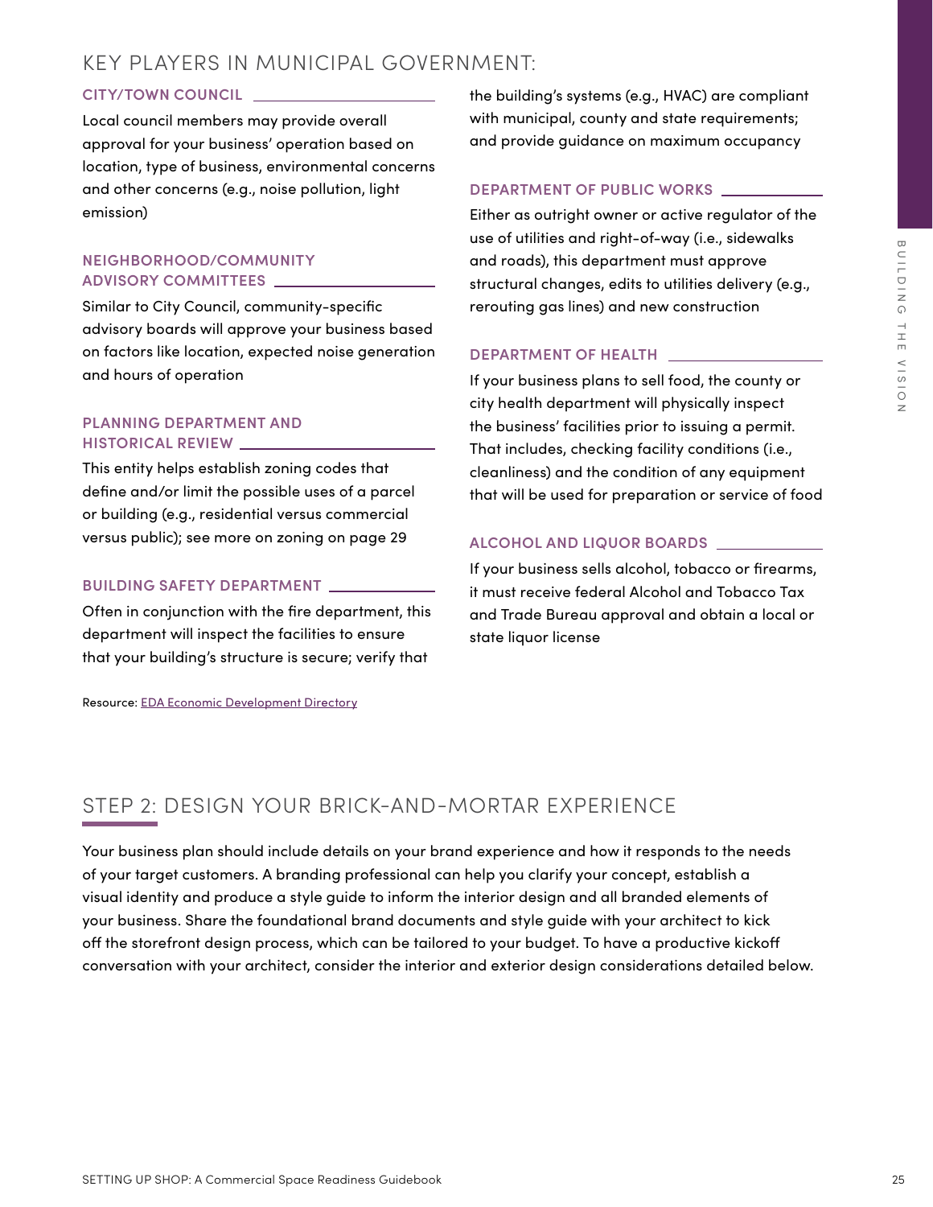## KEY PLAYERS IN MUNICIPAL GOVERNMENT:

### CITY/TOWN COUNCIL

Local council members may provide overall approval for your business' operation based on location, type of business, environmental concerns and other concerns (e.g., noise pollution, light emission)

### NEIGHBORHOOD/COMMUNITY ADVISORY COMMITTEES

Similar to City Council, community-specific advisory boards will approve your business based on factors like location, expected noise generation and hours of operation

### PLANNING DEPARTMENT AND HISTORICAL REVIEW

This entity helps establish zoning codes that define and/or limit the possible uses of a parcel or building (e.g., residential versus commercial versus public); see more on zoning on page 29

### BUILDING SAFETY DEPARTMENT

Often in conjunction with the fire department, this department will inspect the facilities to ensure that your building's structure is secure; verify that the building's systems (e.g., HVAC) are compliant with municipal, county and state requirements; and provide guidance on maximum occupancy

### DEPARTMENT OF PUBLIC WORKS

Either as outright owner or active regulator of the use of utilities and right-of-way (i.e., sidewalks and roads), this department must approve structural changes, edits to utilities delivery (e.g., rerouting gas lines) and new construction

### DEPARTMENT OF HEALTH

If your business plans to sell food, the county or city health department will physically inspect the business' facilities prior to issuing a permit. That includes, checking facility conditions (i.e., cleanliness) and the condition of any equipment that will be used for preparation or service of food

### ALCOHOL AND LIQUOR BOARDS

If your business sells alcohol, tobacco or firearms, it must receive federal Alcohol and Tobacco Tax and Trade Bureau approval and obtain a local or state liquor license

Resource: EDA Economic Development Directory

## STEP 2: DESIGN YOUR BRICK-AND-MORTAR EXPERIENCE

Your business plan should include details on your brand experience and how it responds to the needs of your target customers. A branding professional can help you clarify your concept, establish a visual identity and produce a style guide to inform the interior design and all branded elements of your business. Share the foundational brand documents and style guide with your architect to kick off the storefront design process, which can be tailored to your budget. To have a productive kickoff conversation with your architect, consider the interior and exterior design considerations detailed below.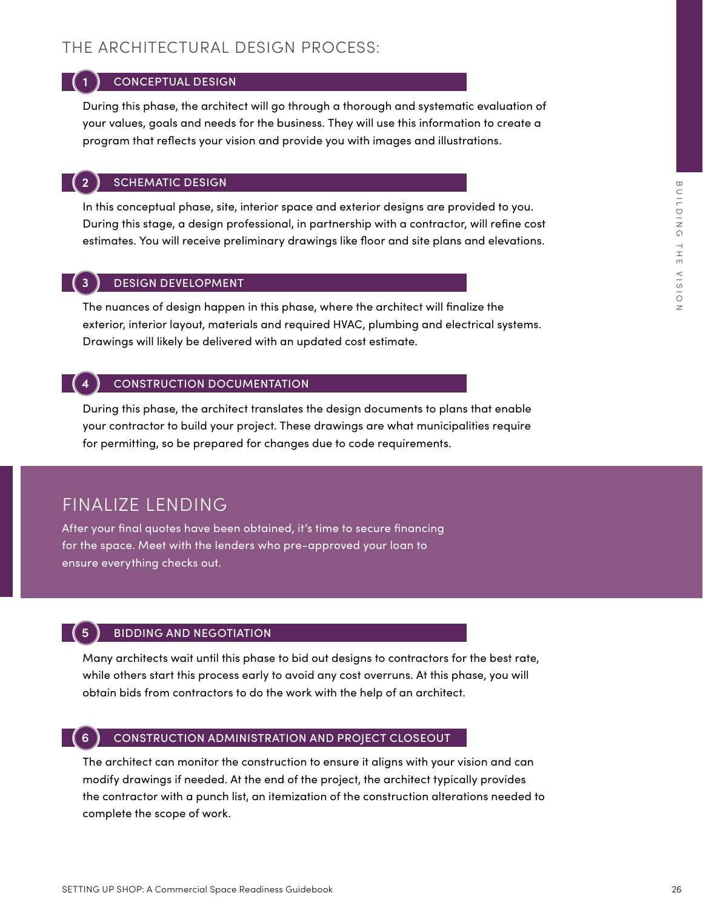# THE ARCHITECTURAL DESIGN PROCESS:

## 1 CONCEPTUAL DESIGN

During this phase, the architect will go through a thorough and systematic evaluation of your values, goals and needs for the business. They will use this information to create a program that reflects your vision and provide you with images and illustrations.

## 2 SCHEMATIC DESIGN

In this conceptual phase, site, interior space and exterior designs are provided to you. During this stage, a design professional, in partnership with a contractor, will refine cost estimates. You will receive preliminary drawings like floor and site plans and elevations.

## 3 DESIGN DEVELOPMENT

The nuances of design happen in this phase, where the architect will finalize the exterior, interior layout, materials and required HVAC, plumbing and electrical systems. Drawings will likely be delivered with an updated cost estimate.

## 4 CONSTRUCTION DOCUMENTATION

During this phase, the architect translates the design documents to plans that enable your contractor to build your project. These drawings are what municipalities require for permitting, so be prepared for changes due to code requirements.

# FINALIZE LENDING

After your final quotes have been obtained, it's time to secure financing for the space. Meet with the lenders who pre-approved your loan to ensure everything checks out.

## 5 BIDDING AND NEGOTIATION

Many architects wait until this phase to bid out designs to contractors for the best rate, while others start this process early to avoid any cost overruns. At this phase, you will obtain bids from contractors to do the work with the help of an architect.

## 6 CONSTRUCTION ADMINISTRATION AND PROJECT CLOSEOUT

The architect can monitor the construction to ensure it aligns with your vision and can modify drawings if needed. At the end of the project, the architect typically provides the contractor with a punch list, an itemization of the construction alterations needed to complete the scope of work.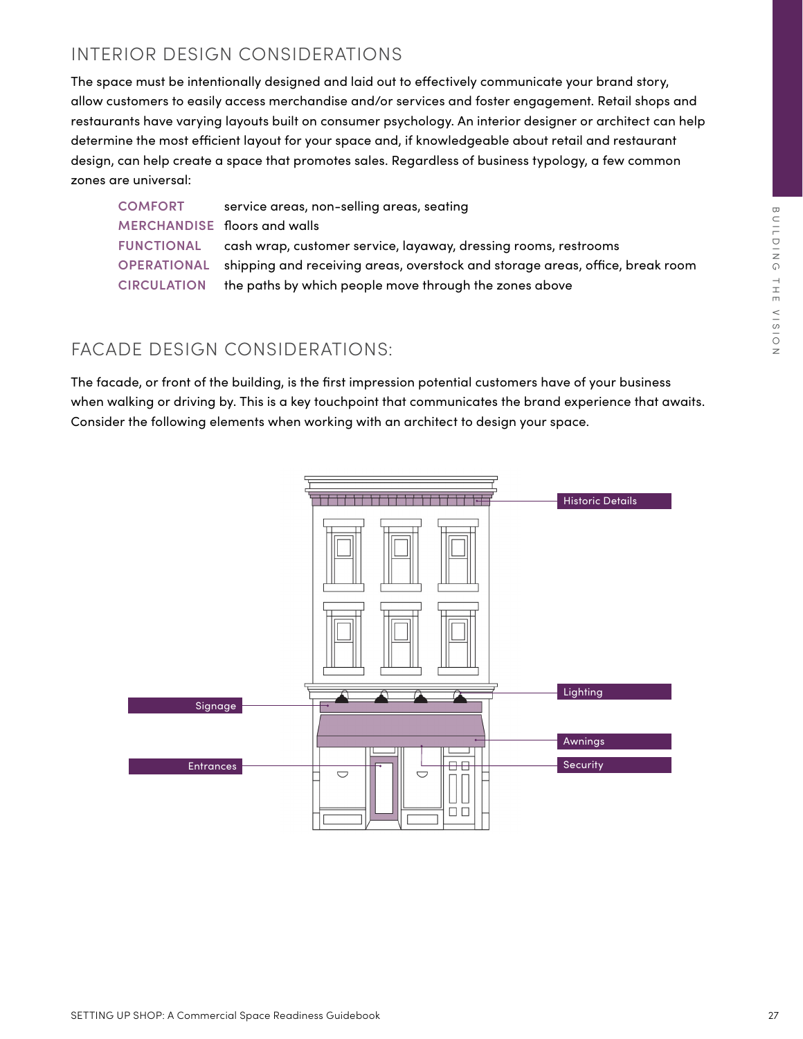## INTERIOR DESIGN CONSIDERATIONS

The space must be intentionally designed and laid out to effectively communicate your brand story, allow customers to easily access merchandise and/or services and foster engagement. Retail shops and restaurants have varying layouts built on consumer psychology. An interior designer or architect can help determine the most efficient layout for your space and, if knowledgeable about retail and restaurant design, can help create a space that promotes sales. Regardless of business typology, a few common zones are universal:

| | |
|---|---|
| **COMFORT** | service areas, non-selling areas, seating |
| **MERCHANDISE** | floors and walls |
| **FUNCTIONAL** | cash wrap, customer service, layaway, dressing rooms, restrooms |
| **OPERATIONAL** | shipping and receiving areas, overstock and storage areas, office, break room |
| **CIRCULATION** | the paths by which people move through the zones above |

## FACADE DESIGN CONSIDERATIONS:

The facade, or front of the building, is the first impression potential customers have of your business when walking or driving by. This is a key touchpoint that communicates the brand experience that awaits. Consider the following elements when working with an architect to design your space.

Historic Details

Lighting

Signage

Awnings

Entrances

Security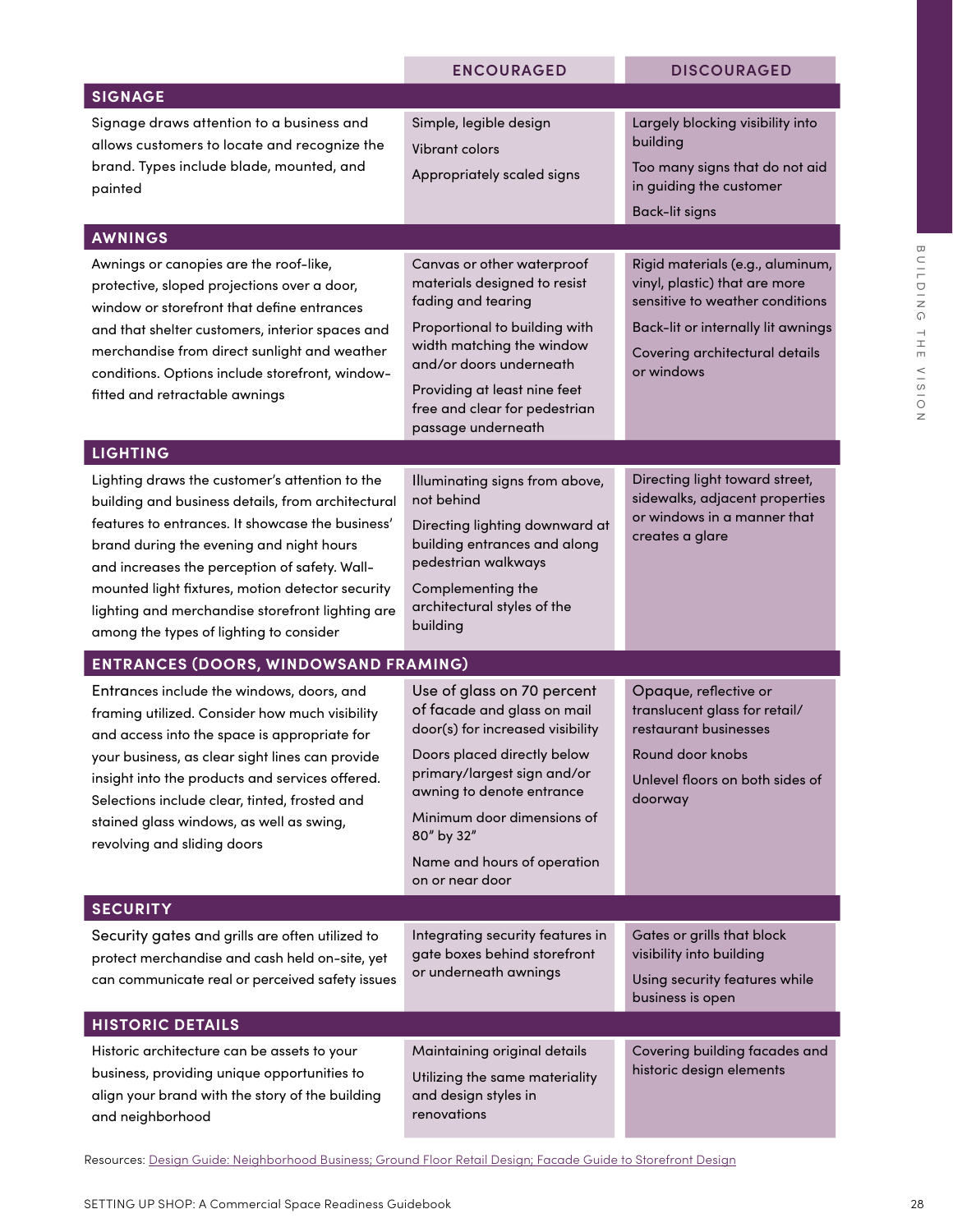| | ENCOURAGED | DISCOURAGED |
|---|---|---|
| **SIGNAGE** | | |
| Signage draws attention to a business and allows customers to locate and recognize the brand. Types include blade, mounted, and painted | Simple, legible design<br>Vibrant colors<br>Appropriately scaled signs | Largely blocking visibility into building<br>Too many signs that do not aid in guiding the customer<br>Back-lit signs |
| **AWNINGS** | | |
| Awnings or canopies are the roof-like, protective, sloped projections over a door, window or storefront that define entrances and that shelter customers, interior spaces and merchandise from direct sunlight and weather conditions. Options include storefront, window-fitted and retractable awnings | Canvas or other waterproof materials designed to resist fading and tearing<br>Proportional to building with width matching the window and/or doors underneath<br>Providing at least nine feet free and clear for pedestrian passage underneath | Rigid materials (e.g., aluminum, vinyl, plastic) that are more sensitive to weather conditions<br>Back-lit or internally lit awnings<br>Covering architectural details or windows |
| **LIGHTING** | | |
| Lighting draws the customer's attention to the building and business details, from architectural features to entrances. It showcase the business' brand during the evening and night hours and increases the perception of safety. Wall-mounted light fixtures, motion detector security lighting and merchandise storefront lighting are among the types of lighting to consider | Illuminating signs from above, not behind<br>Directing lighting downward at building entrances and along pedestrian walkways<br>Complementing the architectural styles of the building | Directing light toward street, sidewalks, adjacent properties or windows in a manner that creates a glare |
| **ENTRANCES (DOORS, WINDOWSAND FRAMING)** | | |
| Entrances include the windows, doors, and framing utilized. Consider how much visibility and access into the space is appropriate for your business, as clear sight lines can provide insight into the products and services offered. Selections include clear, tinted, frosted and stained glass windows, as well as swing, revolving and sliding doors | Use of glass on 70 percent of facade and glass on mail door(s) for increased visibility<br>Doors placed directly below primary/largest sign and/or awning to denote entrance<br>Minimum door dimensions of 80" by 32"<br>Name and hours of operation on or near door | Opaque, reflective or translucent glass for retail/restaurant businesses<br>Round door knobs<br>Unlevel floors on both sides of doorway |
| **SECURITY** | | |
| Security gates and grills are often utilized to protect merchandise and cash held on-site, yet can communicate real or perceived safety issues | Integrating security features in gate boxes behind storefront or underneath awnings | Gates or grills that block visibility into building<br>Using security features while business is open |
| **HISTORIC DETAILS** | | |
| Historic architecture can be assets to your business, providing unique opportunities to align your brand with the story of the building and neighborhood | Maintaining original details<br>Utilizing the same materiality and design styles in renovations | Covering building facades and historic design elements |

Resources: Design Guide: Neighborhood Business; Ground Floor Retail Design; Facade Guide to Storefront Design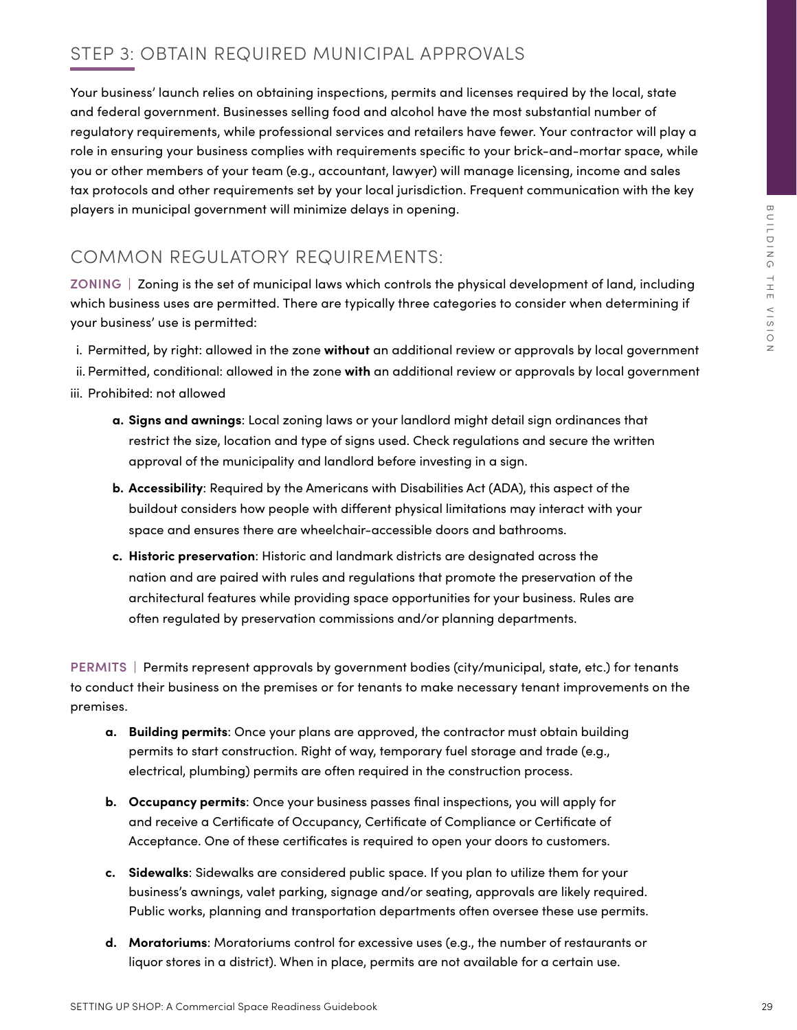## STEP 3: OBTAIN REQUIRED MUNICIPAL APPROVALS

Your business' launch relies on obtaining inspections, permits and licenses required by the local, state and federal government. Businesses selling food and alcohol have the most substantial number of regulatory requirements, while professional services and retailers have fewer. Your contractor will play a role in ensuring your business complies with requirements specific to your brick-and-mortar space, while you or other members of your team (e.g., accountant, lawyer) will manage licensing, income and sales tax protocols and other requirements set by your local jurisdiction. Frequent communication with the key players in municipal government will minimize delays in opening.

## COMMON REGULATORY REQUIREMENTS:

**ZONING** | Zoning is the set of municipal laws which controls the physical development of land, including which business uses are permitted. There are typically three categories to consider when determining if your business' use is permitted:

i. Permitted, by right: allowed in the zone **without** an additional review or approvals by local government
ii. Permitted, conditional: allowed in the zone **with** an additional review or approvals by local government
iii. Prohibited: not allowed

a. **Signs and awnings**: Local zoning laws or your landlord might detail sign ordinances that restrict the size, location and type of signs used. Check regulations and secure the written approval of the municipality and landlord before investing in a sign.

b. **Accessibility**: Required by the Americans with Disabilities Act (ADA), this aspect of the buildout considers how people with different physical limitations may interact with your space and ensures there are wheelchair-accessible doors and bathrooms.

c. **Historic preservation**: Historic and landmark districts are designated across the nation and are paired with rules and regulations that promote the preservation of the architectural features while providing space opportunities for your business. Rules are often regulated by preservation commissions and/or planning departments.

**PERMITS** | Permits represent approvals by government bodies (city/municipal, state, etc.) for tenants to conduct their business on the premises or for tenants to make necessary tenant improvements on the premises.

a. **Building permits**: Once your plans are approved, the contractor must obtain building permits to start construction. Right of way, temporary fuel storage and trade (e.g., electrical, plumbing) permits are often required in the construction process.

b. **Occupancy permits**: Once your business passes final inspections, you will apply for and receive a Certificate of Occupancy, Certificate of Compliance or Certificate of Acceptance. One of these certificates is required to open your doors to customers.

c. **Sidewalks**: Sidewalks are considered public space. If you plan to utilize them for your business's awnings, valet parking, signage and/or seating, approvals are likely required. Public works, planning and transportation departments often oversee these use permits.

d. **Moratoriums**: Moratoriums control for excessive uses (e.g., the number of restaurants or liquor stores in a district). When in place, permits are not available for a certain use.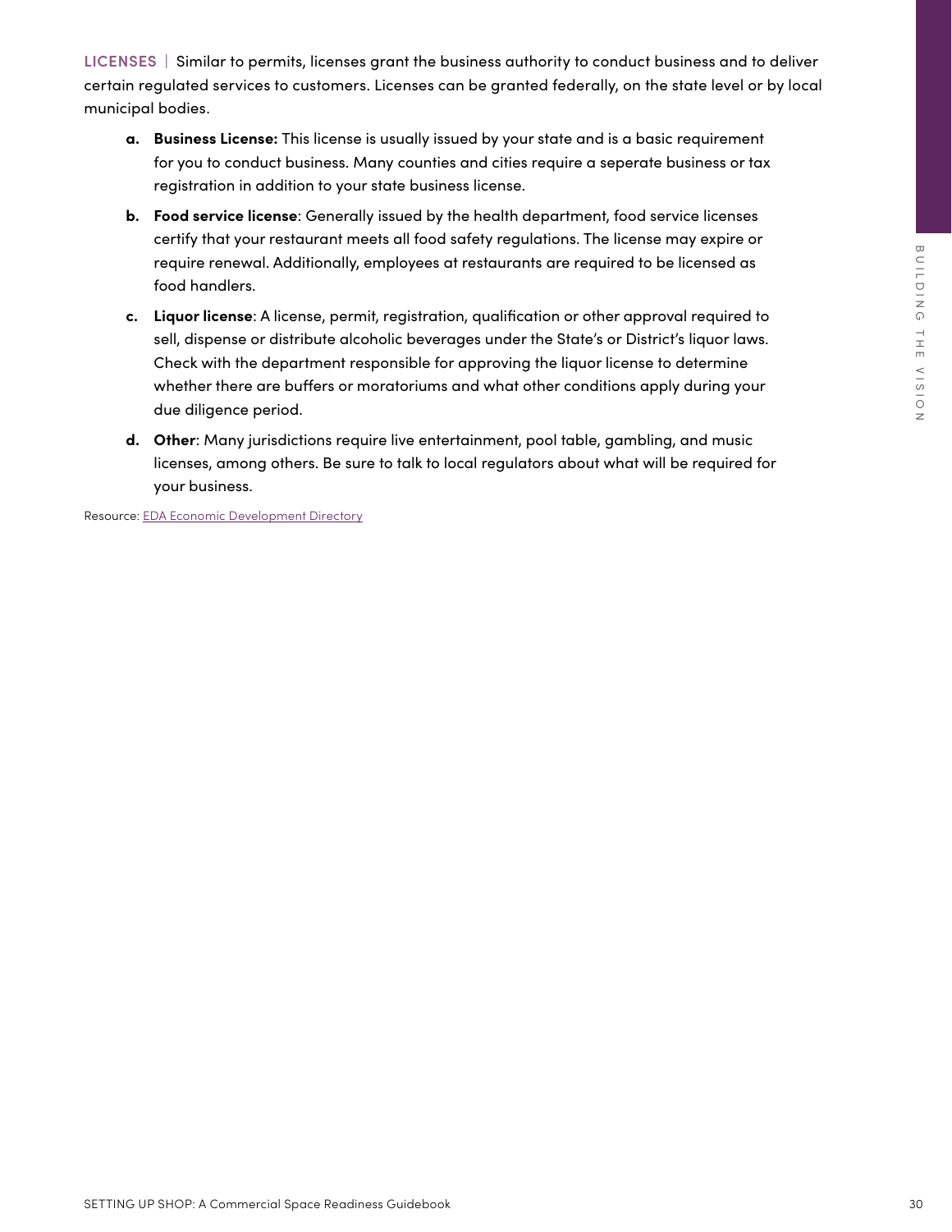**LICENSES** | Similar to permits, licenses grant the business authority to conduct business and to deliver certain regulated services to customers. Licenses can be granted federally, on the state level or by local municipal bodies.

a. **Business License:** This license is usually issued by your state and is a basic requirement for you to conduct business. Many counties and cities require a seperate business or tax registration in addition to your state business license.

b. **Food service license**: Generally issued by the health department, food service licenses certify that your restaurant meets all food safety regulations. The license may expire or require renewal. Additionally, employees at restaurants are required to be licensed as food handlers.

c. **Liquor license**: A license, permit, registration, qualification or other approval required to sell, dispense or distribute alcoholic beverages under the State's or District's liquor laws. Check with the department responsible for approving the liquor license to determine whether there are buffers or moratoriums and what other conditions apply during your due diligence period.

d. **Other**: Many jurisdictions require live entertainment, pool table, gambling, and music licenses, among others. Be sure to talk to local regulators about what will be required for your business.

Resource: EDA Economic Development Directory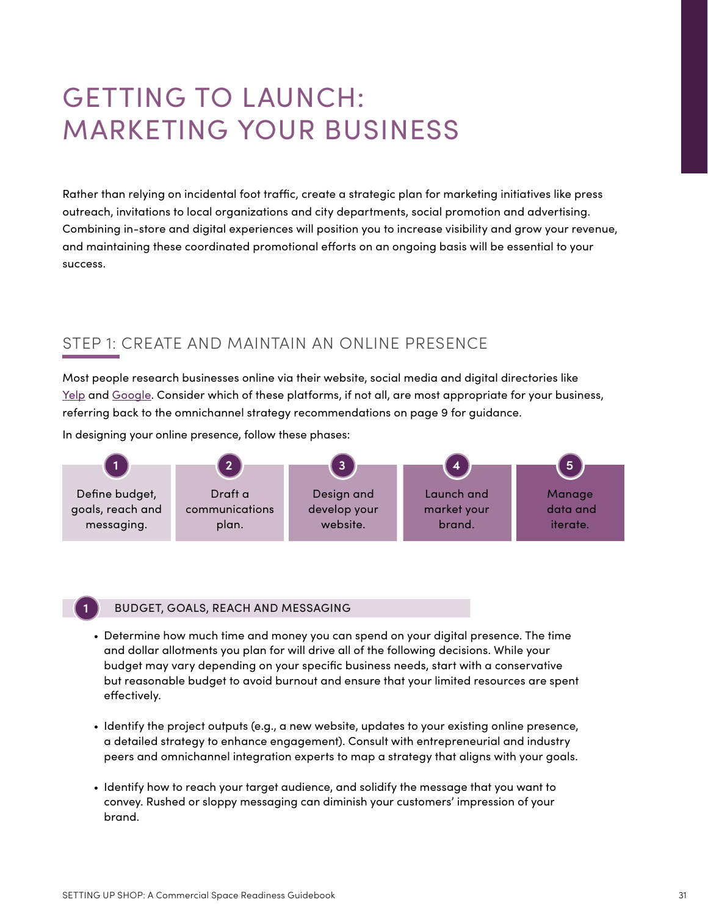# GETTING TO LAUNCH: MARKETING YOUR BUSINESS

Rather than relying on incidental foot traffic, create a strategic plan for marketing initiatives like press outreach, invitations to local organizations and city departments, social promotion and advertising. Combining in-store and digital experiences will position you to increase visibility and grow your revenue, and maintaining these coordinated promotional efforts on an ongoing basis will be essential to your success.

## STEP 1: CREATE AND MAINTAIN AN ONLINE PRESENCE

Most people research businesses online via their website, social media and digital directories like Yelp and Google. Consider which of these platforms, if not all, are most appropriate for your business, referring back to the omnichannel strategy recommendations on page 9 for guidance.

In designing your online presence, follow these phases:

1. Define budget, goals, reach and messaging.
2. Draft a communications plan.
3. Design and develop your website.
4. Launch and market your brand.
5. Manage data and iterate.

### 1 BUDGET, GOALS, REACH AND MESSAGING

- Determine how much time and money you can spend on your digital presence. The time and dollar allotments you plan for will drive all of the following decisions. While your budget may vary depending on your specific business needs, start with a conservative but reasonable budget to avoid burnout and ensure that your limited resources are spent effectively.
- Identify the project outputs (e.g., a new website, updates to your existing online presence, a detailed strategy to enhance engagement). Consult with entrepreneurial and industry peers and omnichannel integration experts to map a strategy that aligns with your goals.
- Identify how to reach your target audience, and solidify the message that you want to convey. Rushed or sloppy messaging can diminish your customers' impression of your brand.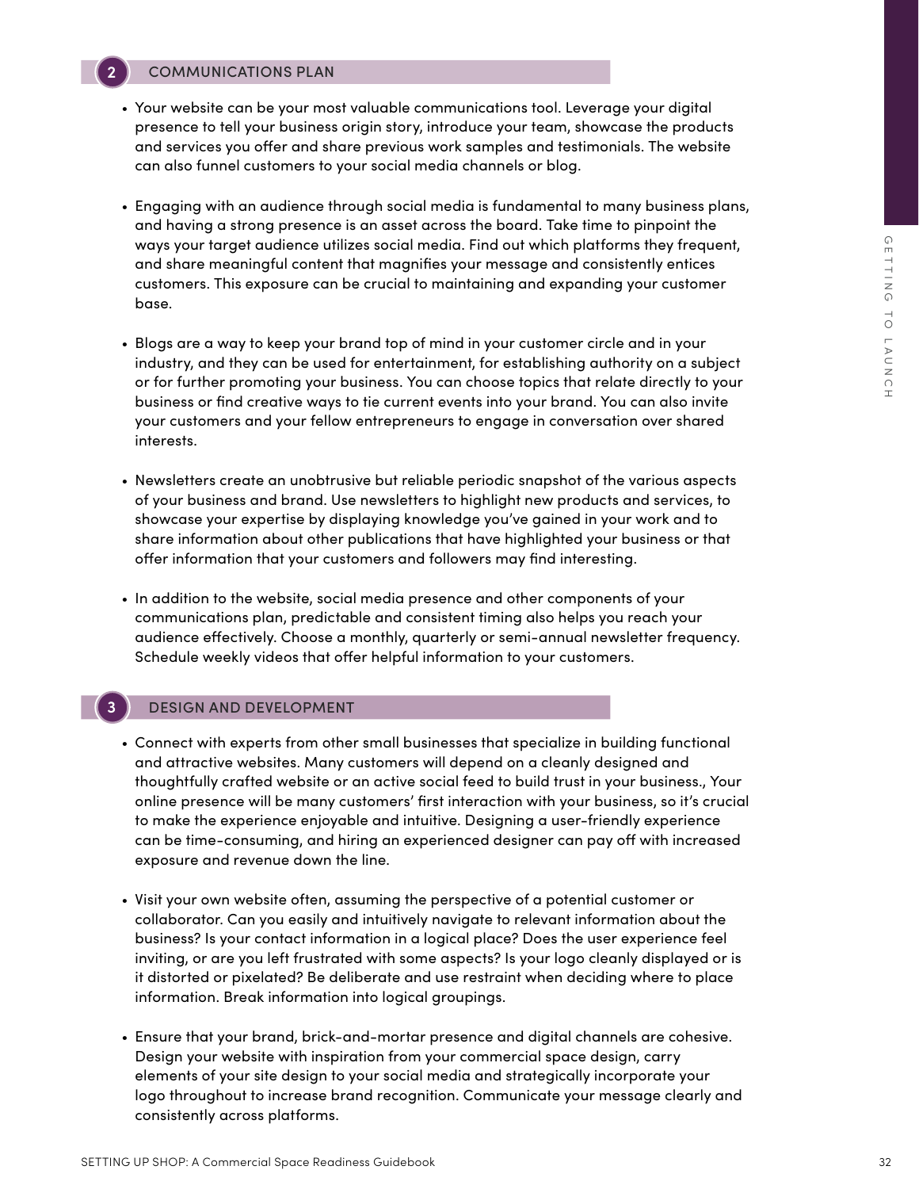## 2 COMMUNICATIONS PLAN

- Your website can be your most valuable communications tool. Leverage your digital presence to tell your business origin story, introduce your team, showcase the products and services you offer and share previous work samples and testimonials. The website can also funnel customers to your social media channels or blog.

- Engaging with an audience through social media is fundamental to many business plans, and having a strong presence is an asset across the board. Take time to pinpoint the ways your target audience utilizes social media. Find out which platforms they frequent, and share meaningful content that magnifies your message and consistently entices customers. This exposure can be crucial to maintaining and expanding your customer base.

- Blogs are a way to keep your brand top of mind in your customer circle and in your industry, and they can be used for entertainment, for establishing authority on a subject or for further promoting your business. You can choose topics that relate directly to your business or find creative ways to tie current events into your brand. You can also invite your customers and your fellow entrepreneurs to engage in conversation over shared interests.

- Newsletters create an unobtrusive but reliable periodic snapshot of the various aspects of your business and brand. Use newsletters to highlight new products and services, to showcase your expertise by displaying knowledge you've gained in your work and to share information about other publications that have highlighted your business or that offer information that your customers and followers may find interesting.

- In addition to the website, social media presence and other components of your communications plan, predictable and consistent timing also helps you reach your audience effectively. Choose a monthly, quarterly or semi-annual newsletter frequency. Schedule weekly videos that offer helpful information to your customers.

## 3 DESIGN AND DEVELOPMENT

- Connect with experts from other small businesses that specialize in building functional and attractive websites. Many customers will depend on a cleanly designed and thoughtfully crafted website or an active social feed to build trust in your business., Your online presence will be many customers' first interaction with your business, so it's crucial to make the experience enjoyable and intuitive. Designing a user-friendly experience can be time-consuming, and hiring an experienced designer can pay off with increased exposure and revenue down the line.

- Visit your own website often, assuming the perspective of a potential customer or collaborator. Can you easily and intuitively navigate to relevant information about the business? Is your contact information in a logical place? Does the user experience feel inviting, or are you left frustrated with some aspects? Is your logo cleanly displayed or is it distorted or pixelated? Be deliberate and use restraint when deciding where to place information. Break information into logical groupings.

- Ensure that your brand, brick-and-mortar presence and digital channels are cohesive. Design your website with inspiration from your commercial space design, carry elements of your site design to your social media and strategically incorporate your logo throughout to increase brand recognition. Communicate your message clearly and consistently across platforms.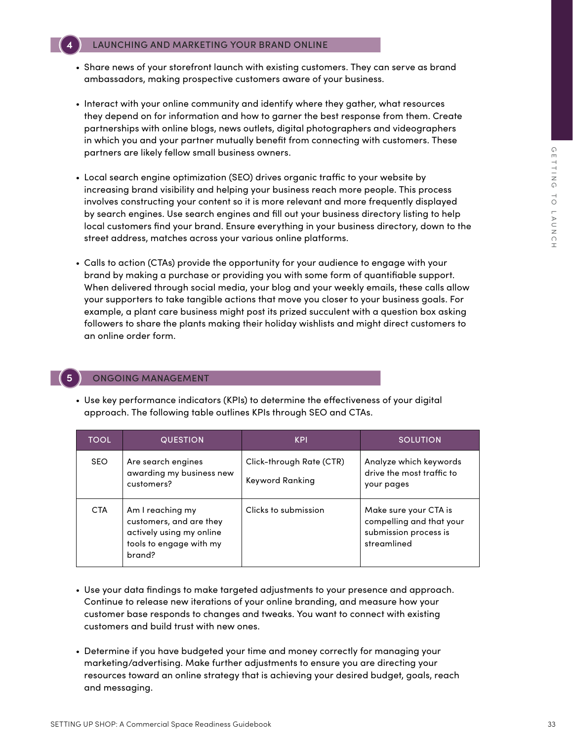## 4 LAUNCHING AND MARKETING YOUR BRAND ONLINE

- Share news of your storefront launch with existing customers. They can serve as brand ambassadors, making prospective customers aware of your business.

- Interact with your online community and identify where they gather, what resources they depend on for information and how to garner the best response from them. Create partnerships with online blogs, news outlets, digital photographers and videographers in which you and your partner mutually benefit from connecting with customers. These partners are likely fellow small business owners.

- Local search engine optimization (SEO) drives organic traffic to your website by increasing brand visibility and helping your business reach more people. This process involves constructing your content so it is more relevant and more frequently displayed by search engines. Use search engines and fill out your business directory listing to help local customers find your brand. Ensure everything in your business directory, down to the street address, matches across your various online platforms.

- Calls to action (CTAs) provide the opportunity for your audience to engage with your brand by making a purchase or providing you with some form of quantifiable support. When delivered through social media, your blog and your weekly emails, these calls allow your supporters to take tangible actions that move you closer to your business goals. For example, a plant care business might post its prized succulent with a question box asking followers to share the plants making their holiday wishlists and might direct customers to an online order form.

## 5 ONGOING MANAGEMENT

- Use key performance indicators (KPIs) to determine the effectiveness of your digital approach. The following table outlines KPIs through SEO and CTAs.

| TOOL | QUESTION | KPI | SOLUTION |
|---|---|---|---|
| SEO | Are search engines awarding my business new customers? | Click-through Rate (CTR)<br><br>Keyword Ranking | Analyze which keywords drive the most traffic to your pages |
| CTA | Am I reaching my customers, and are they actively using my online tools to engage with my brand? | Clicks to submission | Make sure your CTA is compelling and that your submission process is streamlined |

- Use your data findings to make targeted adjustments to your presence and approach. Continue to release new iterations of your online branding, and measure how your customer base responds to changes and tweaks. You want to connect with existing customers and build trust with new ones.

- Determine if you have budgeted your time and money correctly for managing your marketing/advertising. Make further adjustments to ensure you are directing your resources toward an online strategy that is achieving your desired budget, goals, reach and messaging.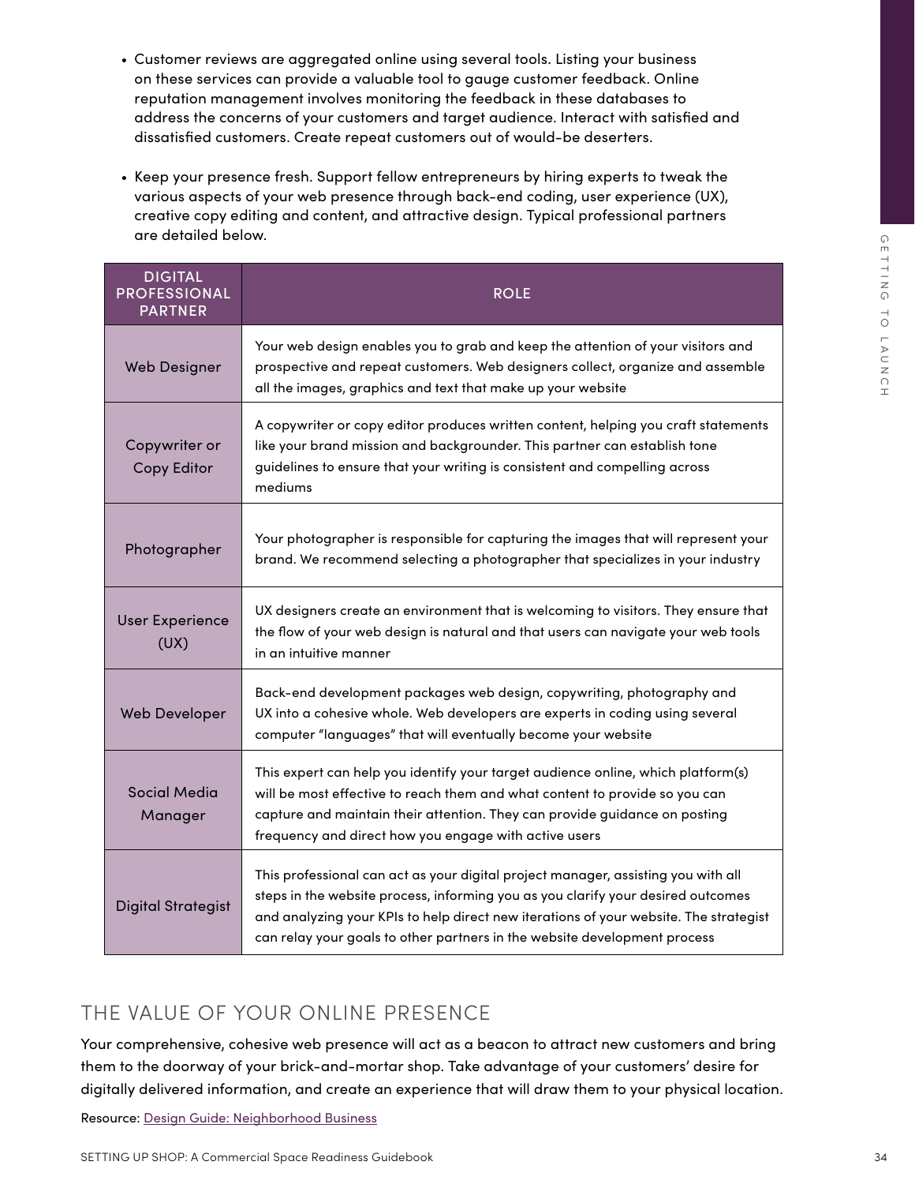- Customer reviews are aggregated online using several tools. Listing your business on these services can provide a valuable tool to gauge customer feedback. Online reputation management involves monitoring the feedback in these databases to address the concerns of your customers and target audience. Interact with satisfied and dissatisfied customers. Create repeat customers out of would-be deserters.

- Keep your presence fresh. Support fellow entrepreneurs by hiring experts to tweak the various aspects of your web presence through back-end coding, user experience (UX), creative copy editing and content, and attractive design. Typical professional partners are detailed below.

| DIGITAL PROFESSIONAL PARTNER | ROLE |
|---|---|
| Web Designer | Your web design enables you to grab and keep the attention of your visitors and prospective and repeat customers. Web designers collect, organize and assemble all the images, graphics and text that make up your website |
| Copywriter or Copy Editor | A copywriter or copy editor produces written content, helping you craft statements like your brand mission and backgrounder. This partner can establish tone guidelines to ensure that your writing is consistent and compelling across mediums |
| Photographer | Your photographer is responsible for capturing the images that will represent your brand. We recommend selecting a photographer that specializes in your industry |
| User Experience (UX) | UX designers create an environment that is welcoming to visitors. They ensure that the flow of your web design is natural and that users can navigate your web tools in an intuitive manner |
| Web Developer | Back-end development packages web design, copywriting, photography and UX into a cohesive whole. Web developers are experts in coding using several computer "languages" that will eventually become your website |
| Social Media Manager | This expert can help you identify your target audience online, which platform(s) will be most effective to reach them and what content to provide so you can capture and maintain their attention. They can provide guidance on posting frequency and direct how you engage with active users |
| Digital Strategist | This professional can act as your digital project manager, assisting you with all steps in the website process, informing you as you clarify your desired outcomes and analyzing your KPIs to help direct new iterations of your website. The strategist can relay your goals to other partners in the website development process |

## THE VALUE OF YOUR ONLINE PRESENCE

Your comprehensive, cohesive web presence will act as a beacon to attract new customers and bring them to the doorway of your brick-and-mortar shop. Take advantage of your customers' desire for digitally delivered information, and create an experience that will draw them to your physical location.

Resource: Design Guide: Neighborhood Business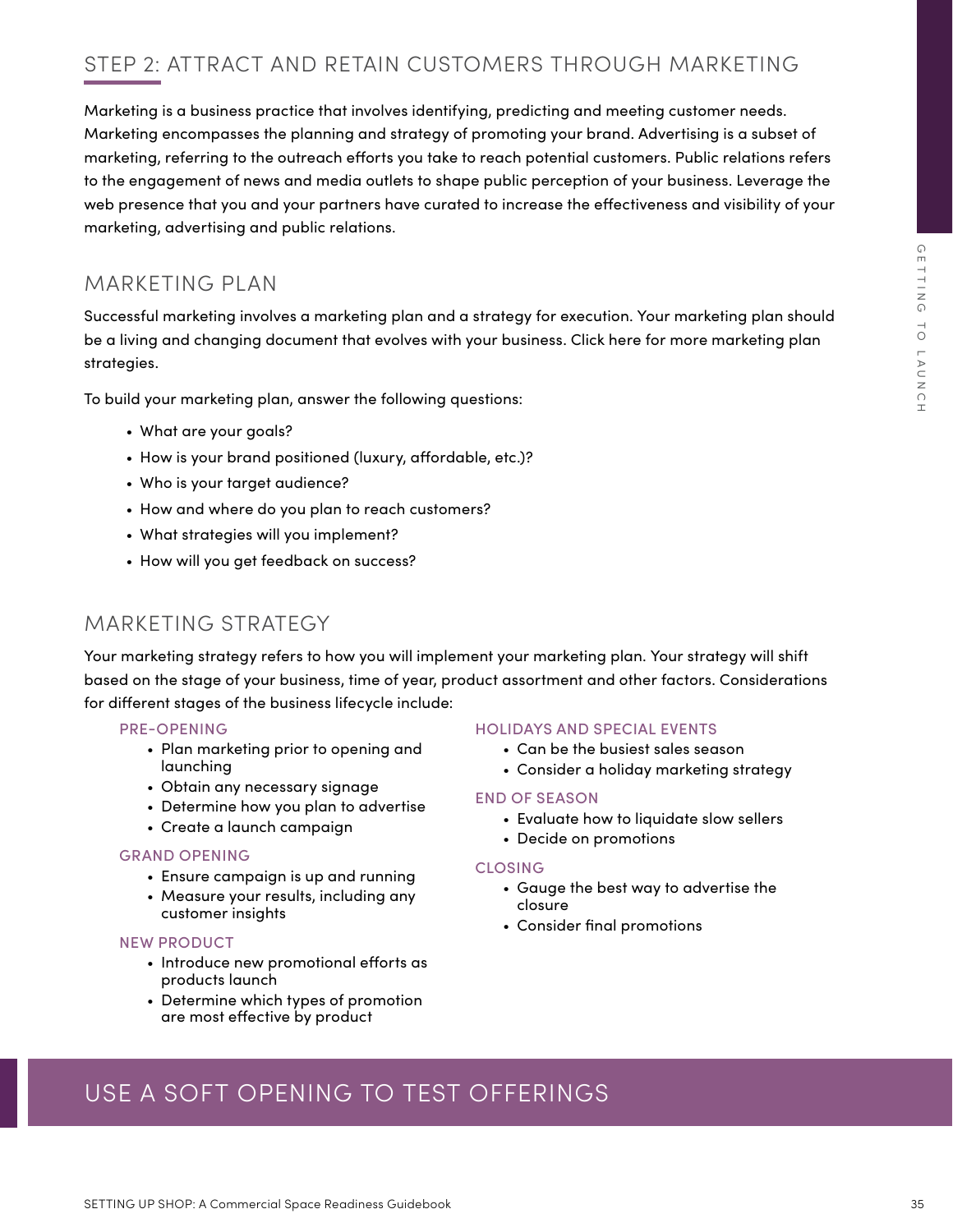## STEP 2: ATTRACT AND RETAIN CUSTOMERS THROUGH MARKETING

Marketing is a business practice that involves identifying, predicting and meeting customer needs. Marketing encompasses the planning and strategy of promoting your brand. Advertising is a subset of marketing, referring to the outreach efforts you take to reach potential customers. Public relations refers to the engagement of news and media outlets to shape public perception of your business. Leverage the web presence that you and your partners have curated to increase the effectiveness and visibility of your marketing, advertising and public relations.

### MARKETING PLAN

Successful marketing involves a marketing plan and a strategy for execution. Your marketing plan should be a living and changing document that evolves with your business. Click here for more marketing plan strategies.

To build your marketing plan, answer the following questions:

- What are your goals?
- How is your brand positioned (luxury, affordable, etc.)?
- Who is your target audience?
- How and where do you plan to reach customers?
- What strategies will you implement?
- How will you get feedback on success?

### MARKETING STRATEGY

Your marketing strategy refers to how you will implement your marketing plan. Your strategy will shift based on the stage of your business, time of year, product assortment and other factors. Considerations for different stages of the business lifecycle include:

#### PRE-OPENING

- Plan marketing prior to opening and launching
- Obtain any necessary signage
- Determine how you plan to advertise
- Create a launch campaign

#### GRAND OPENING

- Ensure campaign is up and running
- Measure your results, including any customer insights

#### NEW PRODUCT

- Introduce new promotional efforts as products launch
- Determine which types of promotion are most effective by product

#### HOLIDAYS AND SPECIAL EVENTS

- Can be the busiest sales season
- Consider a holiday marketing strategy

#### END OF SEASON

- Evaluate how to liquidate slow sellers
- Decide on promotions

#### CLOSING

- Gauge the best way to advertise the closure
- Consider final promotions

## USE A SOFT OPENING TO TEST OFFERINGS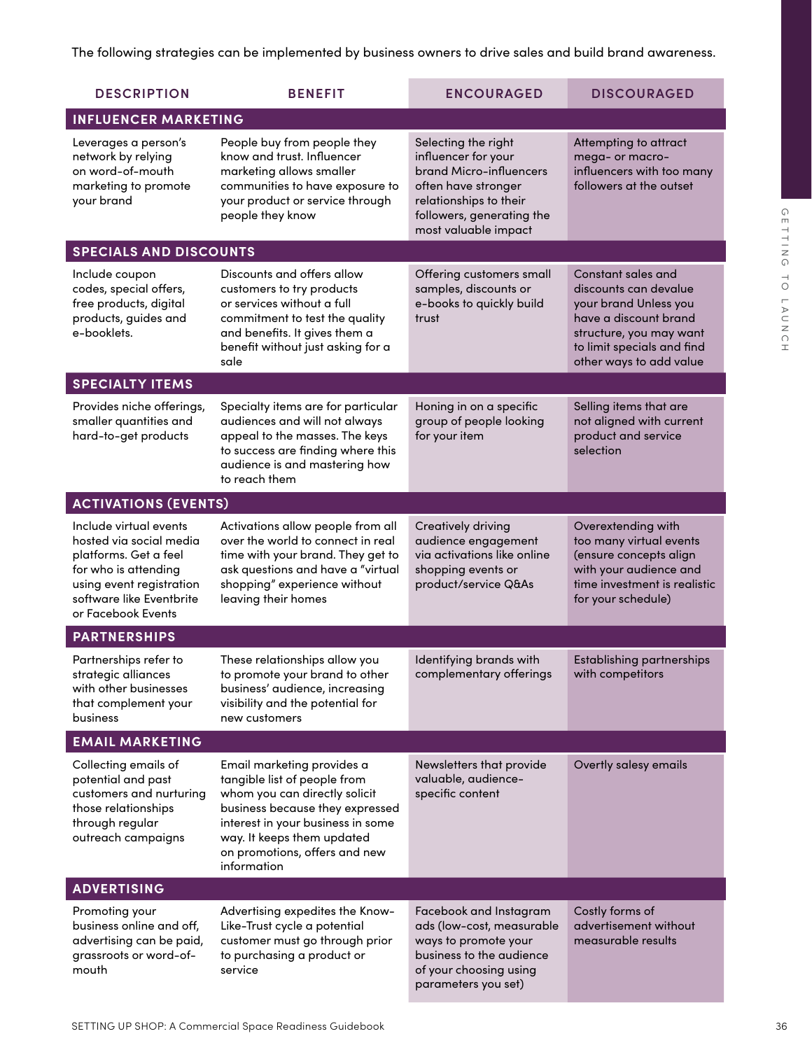The following strategies can be implemented by business owners to drive sales and build brand awareness.

| DESCRIPTION | BENEFIT | ENCOURAGED | DISCOURAGED |
|---|---|---|---|
| **INFLUENCER MARKETING** | | | |
| Leverages a person's network by relying on word-of-mouth marketing to promote your brand | People buy from people they know and trust. Influencer marketing allows smaller communities to have exposure to your product or service through people they know | Selecting the right influencer for your brand Micro-influencers often have stronger relationships to their followers, generating the most valuable impact | Attempting to attract mega- or macro-influencers with too many followers at the outset |
| **SPECIALS AND DISCOUNTS** | | | |
| Include coupon codes, special offers, free products, digital products, guides and e-booklets. | Discounts and offers allow customers to try products or services without a full commitment to test the quality and benefits. It gives them a benefit without just asking for a sale | Offering customers small samples, discounts or e-books to quickly build trust | Constant sales and discounts can devalue your brand Unless you have a discount brand structure, you may want to limit specials and find other ways to add value |
| **SPECIALTY ITEMS** | | | |
| Provides niche offerings, smaller quantities and hard-to-get products | Specialty items are for particular audiences and will not always appeal to the masses. The keys to success are finding where this audience is and mastering how to reach them | Honing in on a specific group of people looking for your item | Selling items that are not aligned with current product and service selection |
| **ACTIVATIONS (EVENTS)** | | | |
| Include virtual events hosted via social media platforms. Get a feel for who is attending using event registration software like Eventbrite or Facebook Events | Activations allow people from all over the world to connect in real time with your brand. They get to ask questions and have a "virtual shopping" experience without leaving their homes | Creatively driving audience engagement via activations like online shopping events or product/service Q&As | Overextending with too many virtual events (ensure concepts align with your audience and time investment is realistic for your schedule) |
| **PARTNERSHIPS** | | | |
| Partnerships refer to strategic alliances with other businesses that complement your business | These relationships allow you to promote your brand to other business' audience, increasing visibility and the potential for new customers | Identifying brands with complementary offerings | Establishing partnerships with competitors |
| **EMAIL MARKETING** | | | |
| Collecting emails of potential and past customers and nurturing those relationships through regular outreach campaigns | Email marketing provides a tangible list of people from whom you can directly solicit business because they expressed interest in your business in some way. It keeps them updated on promotions, offers and new information | Newsletters that provide valuable, audience-specific content | Overtly salesy emails |
| **ADVERTISING** | | | |
| Promoting your business online and off, advertising can be paid, grassroots or word-of-mouth | Advertising expedites the Know-Like-Trust cycle a potential customer must go through prior to purchasing a product or service | Facebook and Instagram ads (low-cost, measurable ways to promote your business to the audience of your choosing using parameters you set) | Costly forms of advertisement without measurable results |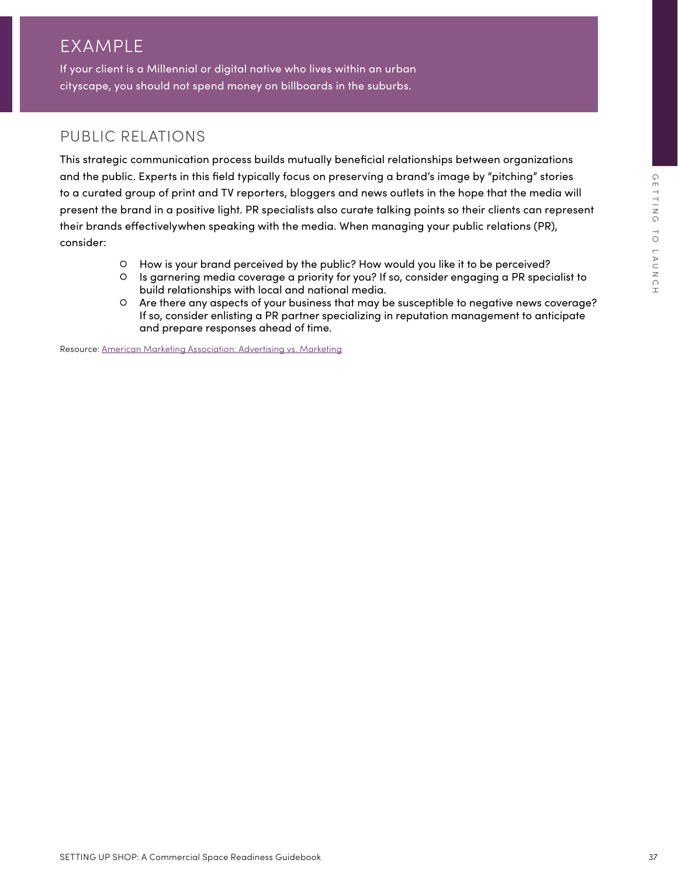## EXAMPLE

If your client is a Millennial or digital native who lives within an urban cityscape, you should not spend money on billboards in the suburbs.

## PUBLIC RELATIONS

This strategic communication process builds mutually beneficial relationships between organizations and the public. Experts in this field typically focus on preserving a brand's image by "pitching" stories to a curated group of print and TV reporters, bloggers and news outlets in the hope that the media will present the brand in a positive light. PR specialists also curate talking points so their clients can represent their brands effectivelywhen speaking with the media. When managing your public relations (PR), consider:

- How is your brand perceived by the public? How would you like it to be perceived?
- Is garnering media coverage a priority for you? If so, consider engaging a PR specialist to build relationships with local and national media.
- Are there any aspects of your business that may be susceptible to negative news coverage? If so, consider enlisting a PR partner specializing in reputation management to anticipate and prepare responses ahead of time.

Resource: American Marketing Association: Advertising vs. Marketing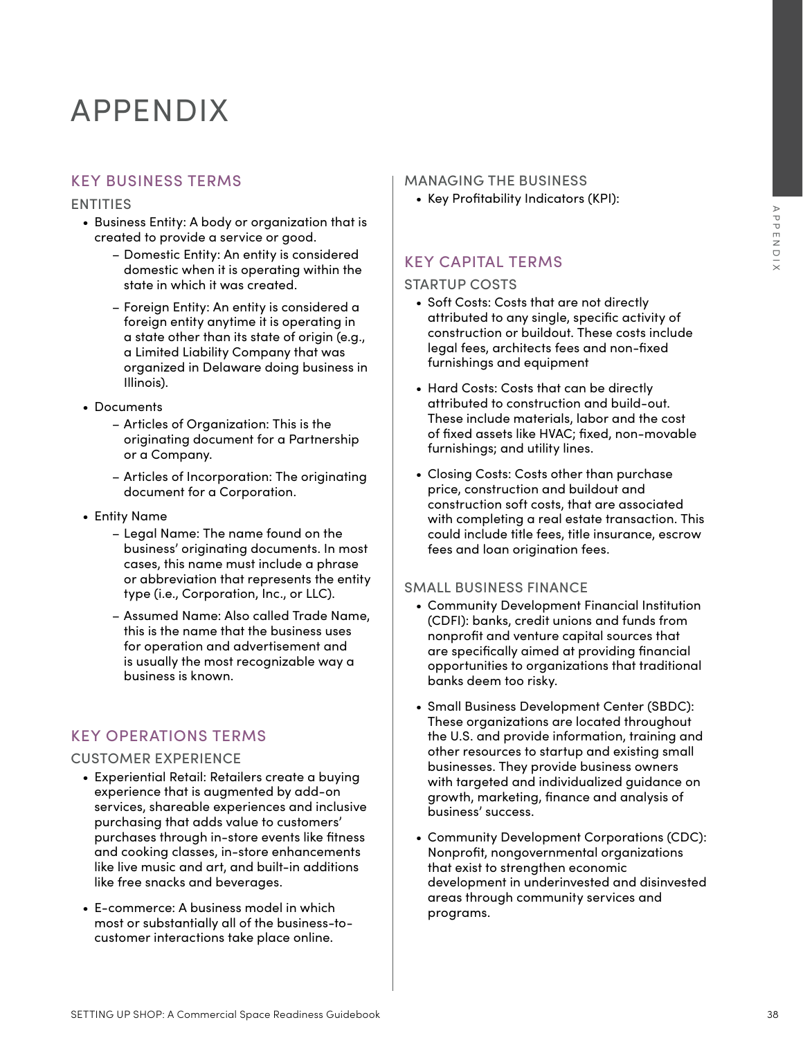# APPENDIX

## KEY BUSINESS TERMS

### ENTITIES

- Business Entity: A body or organization that is created to provide a service or good.
  - Domestic Entity: An entity is considered domestic when it is operating within the state in which it was created.
  - Foreign Entity: An entity is considered a foreign entity anytime it is operating in a state other than its state of origin (e.g., a Limited Liability Company that was organized in Delaware doing business in Illinois).
- Documents
  - Articles of Organization: This is the originating document for a Partnership or a Company.
  - Articles of Incorporation: The originating document for a Corporation.
- Entity Name
  - Legal Name: The name found on the business' originating documents. In most cases, this name must include a phrase or abbreviation that represents the entity type (i.e., Corporation, Inc., or LLC).
  - Assumed Name: Also called Trade Name, this is the name that the business uses for operation and advertisement and is usually the most recognizable way a business is known.

## KEY OPERATIONS TERMS

### CUSTOMER EXPERIENCE

- Experiential Retail: Retailers create a buying experience that is augmented by add-on services, shareable experiences and inclusive purchasing that adds value to customers' purchases through in-store events like fitness and cooking classes, in-store enhancements like live music and art, and built-in additions like free snacks and beverages.
- E-commerce: A business model in which most or substantially all of the business-to-customer interactions take place online.

### MANAGING THE BUSINESS

- Key Profitability Indicators (KPI):

## KEY CAPITAL TERMS

### STARTUP COSTS

- Soft Costs: Costs that are not directly attributed to any single, specific activity of construction or buildout. These costs include legal fees, architects fees and non-fixed furnishings and equipment
- Hard Costs: Costs that can be directly attributed to construction and build-out. These include materials, labor and the cost of fixed assets like HVAC; fixed, non-movable furnishings; and utility lines.
- Closing Costs: Costs other than purchase price, construction and buildout and construction soft costs, that are associated with completing a real estate transaction. This could include title fees, title insurance, escrow fees and loan origination fees.

### SMALL BUSINESS FINANCE

- Community Development Financial Institution (CDFI): banks, credit unions and funds from nonprofit and venture capital sources that are specifically aimed at providing financial opportunities to organizations that traditional banks deem too risky.
- Small Business Development Center (SBDC): These organizations are located throughout the U.S. and provide information, training and other resources to startup and existing small businesses. They provide business owners with targeted and individualized guidance on growth, marketing, finance and analysis of business' success.
- Community Development Corporations (CDC): Nonprofit, nongovernmental organizations that exist to strengthen economic development in underinvested and disinvested areas through community services and programs.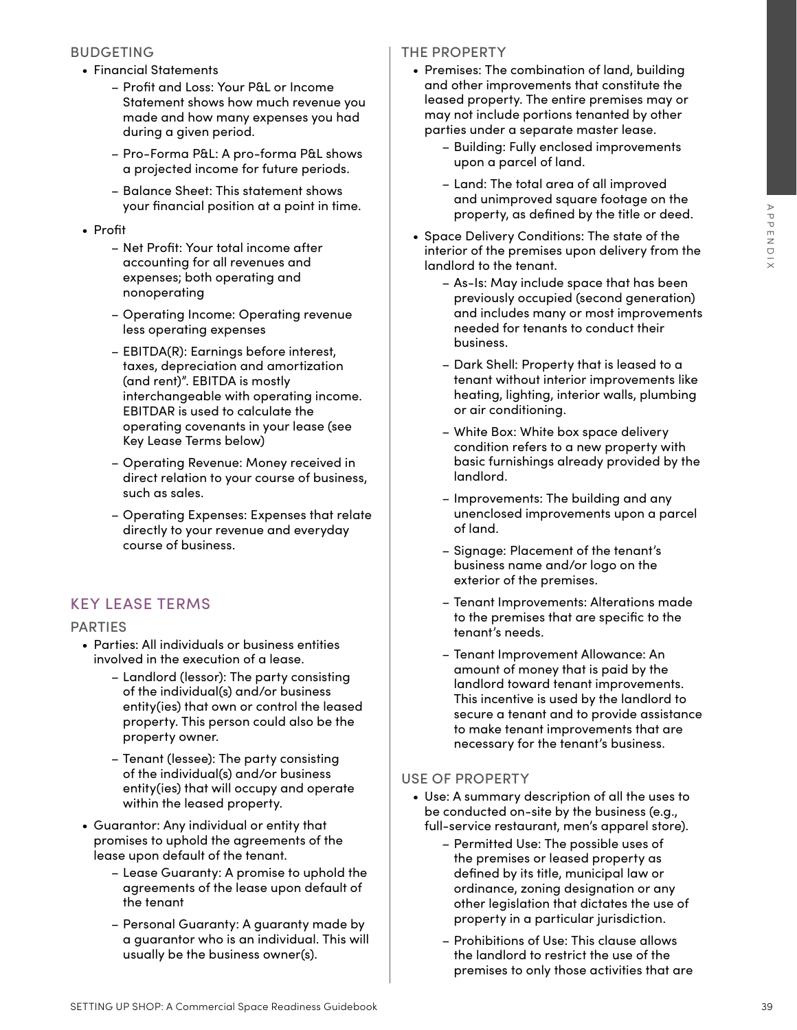### BUDGETING

- Financial Statements
  - Profit and Loss: Your P&L or Income Statement shows how much revenue you made and how many expenses you had during a given period.
  - Pro-Forma P&L: A pro-forma P&L shows a projected income for future periods.
  - Balance Sheet: This statement shows your financial position at a point in time.
- Profit
  - Net Profit: Your total income after accounting for all revenues and expenses; both operating and nonoperating
  - Operating Income: Operating revenue less operating expenses
  - EBITDA(R): Earnings before interest, taxes, depreciation and amortization (and rent)". EBITDA is mostly interchangeable with operating income. EBITDAR is used to calculate the operating covenants in your lease (see Key Lease Terms below)
  - Operating Revenue: Money received in direct relation to your course of business, such as sales.
  - Operating Expenses: Expenses that relate directly to your revenue and everyday course of business.

## KEY LEASE TERMS

### PARTIES

- Parties: All individuals or business entities involved in the execution of a lease.
  - Landlord (lessor): The party consisting of the individual(s) and/or business entity(ies) that own or control the leased property. This person could also be the property owner.
  - Tenant (lessee): The party consisting of the individual(s) and/or business entity(ies) that will occupy and operate within the leased property.
- Guarantor: Any individual or entity that promises to uphold the agreements of the lease upon default of the tenant.
  - Lease Guaranty: A promise to uphold the agreements of the lease upon default of the tenant
  - Personal Guaranty: A guaranty made by a guarantor who is an individual. This will usually be the business owner(s).

### THE PROPERTY

- Premises: The combination of land, building and other improvements that constitute the leased property. The entire premises may or may not include portions tenanted by other parties under a separate master lease.
  - Building: Fully enclosed improvements upon a parcel of land.
  - Land: The total area of all improved and unimproved square footage on the property, as defined by the title or deed.
- Space Delivery Conditions: The state of the interior of the premises upon delivery from the landlord to the tenant.
  - As-Is: May include space that has been previously occupied (second generation) and includes many or most improvements needed for tenants to conduct their business.
  - Dark Shell: Property that is leased to a tenant without interior improvements like heating, lighting, interior walls, plumbing or air conditioning.
  - White Box: White box space delivery condition refers to a new property with basic furnishings already provided by the landlord.
  - Improvements: The building and any unenclosed improvements upon a parcel of land.
  - Signage: Placement of the tenant's business name and/or logo on the exterior of the premises.
  - Tenant Improvements: Alterations made to the premises that are specific to the tenant's needs.
  - Tenant Improvement Allowance: An amount of money that is paid by the landlord toward tenant improvements. This incentive is used by the landlord to secure a tenant and to provide assistance to make tenant improvements that are necessary for the tenant's business.

### USE OF PROPERTY

- Use: A summary description of all the uses to be conducted on-site by the business (e.g., full-service restaurant, men's apparel store).
  - Permitted Use: The possible uses of the premises or leased property as defined by its title, municipal law or ordinance, zoning designation or any other legislation that dictates the use of property in a particular jurisdiction.
  - Prohibitions of Use: This clause allows the landlord to restrict the use of the premises to only those activities that are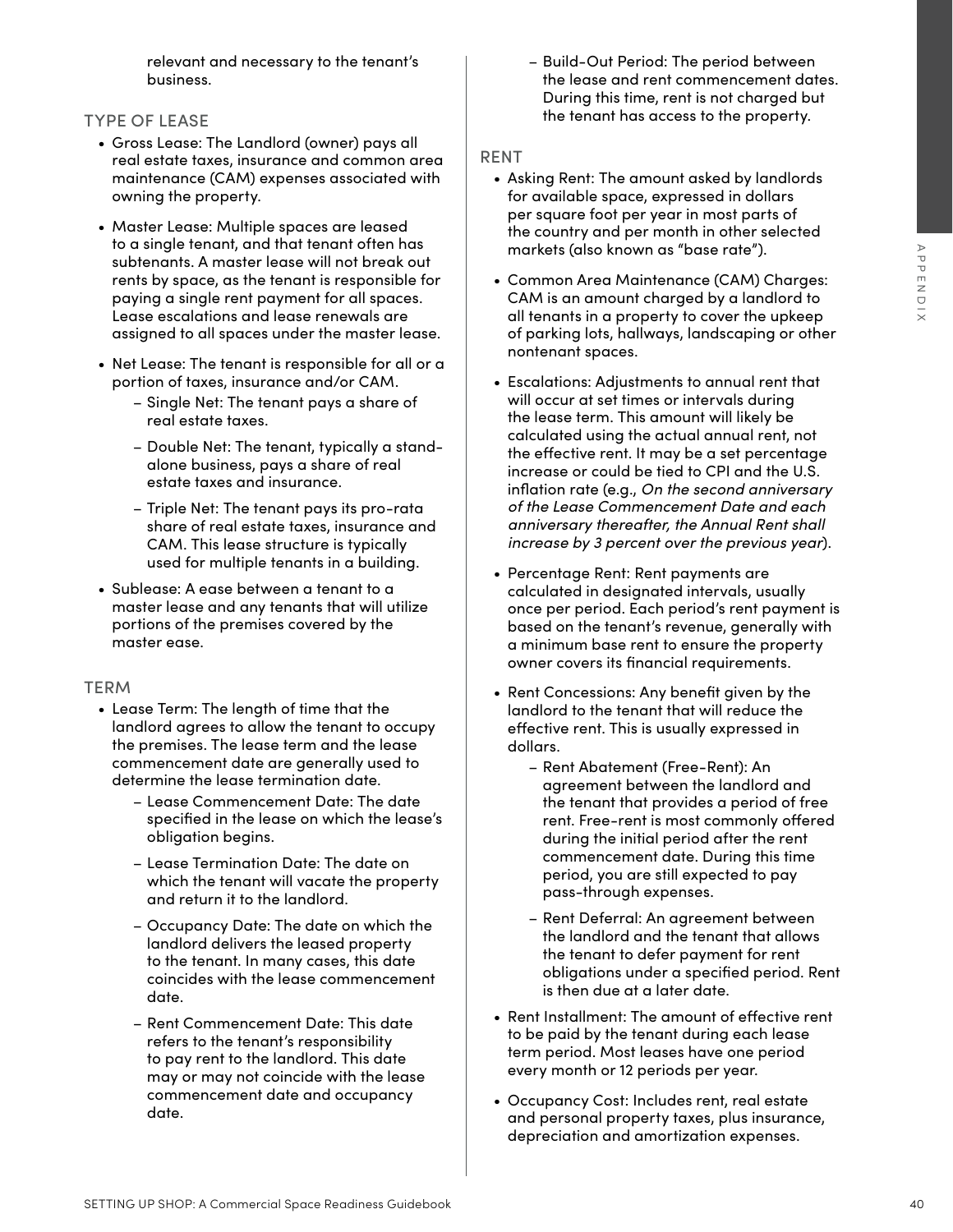relevant and necessary to the tenant's business.

## TYPE OF LEASE

- Gross Lease: The Landlord (owner) pays all real estate taxes, insurance and common area maintenance (CAM) expenses associated with owning the property.
- Master Lease: Multiple spaces are leased to a single tenant, and that tenant often has subtenants. A master lease will not break out rents by space, as the tenant is responsible for paying a single rent payment for all spaces. Lease escalations and lease renewals are assigned to all spaces under the master lease.
- Net Lease: The tenant is responsible for all or a portion of taxes, insurance and/or CAM.
  - Single Net: The tenant pays a share of real estate taxes.
  - Double Net: The tenant, typically a stand-alone business, pays a share of real estate taxes and insurance.
  - Triple Net: The tenant pays its pro-rata share of real estate taxes, insurance and CAM. This lease structure is typically used for multiple tenants in a building.
- Sublease: A ease between a tenant to a master lease and any tenants that will utilize portions of the premises covered by the master ease.

## TERM

- Lease Term: The length of time that the landlord agrees to allow the tenant to occupy the premises. The lease term and the lease commencement date are generally used to determine the lease termination date.
  - Lease Commencement Date: The date specified in the lease on which the lease's obligation begins.
  - Lease Termination Date: The date on which the tenant will vacate the property and return it to the landlord.
  - Occupancy Date: The date on which the landlord delivers the leased property to the tenant. In many cases, this date coincides with the lease commencement date.
  - Rent Commencement Date: This date refers to the tenant's responsibility to pay rent to the landlord. This date may or may not coincide with the lease commencement date and occupancy date.
  - Build-Out Period: The period between the lease and rent commencement dates. During this time, rent is not charged but the tenant has access to the property.

## RENT

- Asking Rent: The amount asked by landlords for available space, expressed in dollars per square foot per year in most parts of the country and per month in other selected markets (also known as "base rate").
- Common Area Maintenance (CAM) Charges: CAM is an amount charged by a landlord to all tenants in a property to cover the upkeep of parking lots, hallways, landscaping or other nontenant spaces.
- Escalations: Adjustments to annual rent that will occur at set times or intervals during the lease term. This amount will likely be calculated using the actual annual rent, not the effective rent. It may be a set percentage increase or could be tied to CPI and the U.S. inflation rate (e.g., *On the second anniversary of the Lease Commencement Date and each anniversary thereafter, the Annual Rent shall increase by 3 percent over the previous year*).
- Percentage Rent: Rent payments are calculated in designated intervals, usually once per period. Each period's rent payment is based on the tenant's revenue, generally with a minimum base rent to ensure the property owner covers its financial requirements.
- Rent Concessions: Any benefit given by the landlord to the tenant that will reduce the effective rent. This is usually expressed in dollars.
  - Rent Abatement (Free-Rent): An agreement between the landlord and the tenant that provides a period of free rent. Free-rent is most commonly offered during the initial period after the rent commencement date. During this time period, you are still expected to pay pass-through expenses.
  - Rent Deferral: An agreement between the landlord and the tenant that allows the tenant to defer payment for rent obligations under a specified period. Rent is then due at a later date.
- Rent Installment: The amount of effective rent to be paid by the tenant during each lease term period. Most leases have one period every month or 12 periods per year.
- Occupancy Cost: Includes rent, real estate and personal property taxes, plus insurance, depreciation and amortization expenses.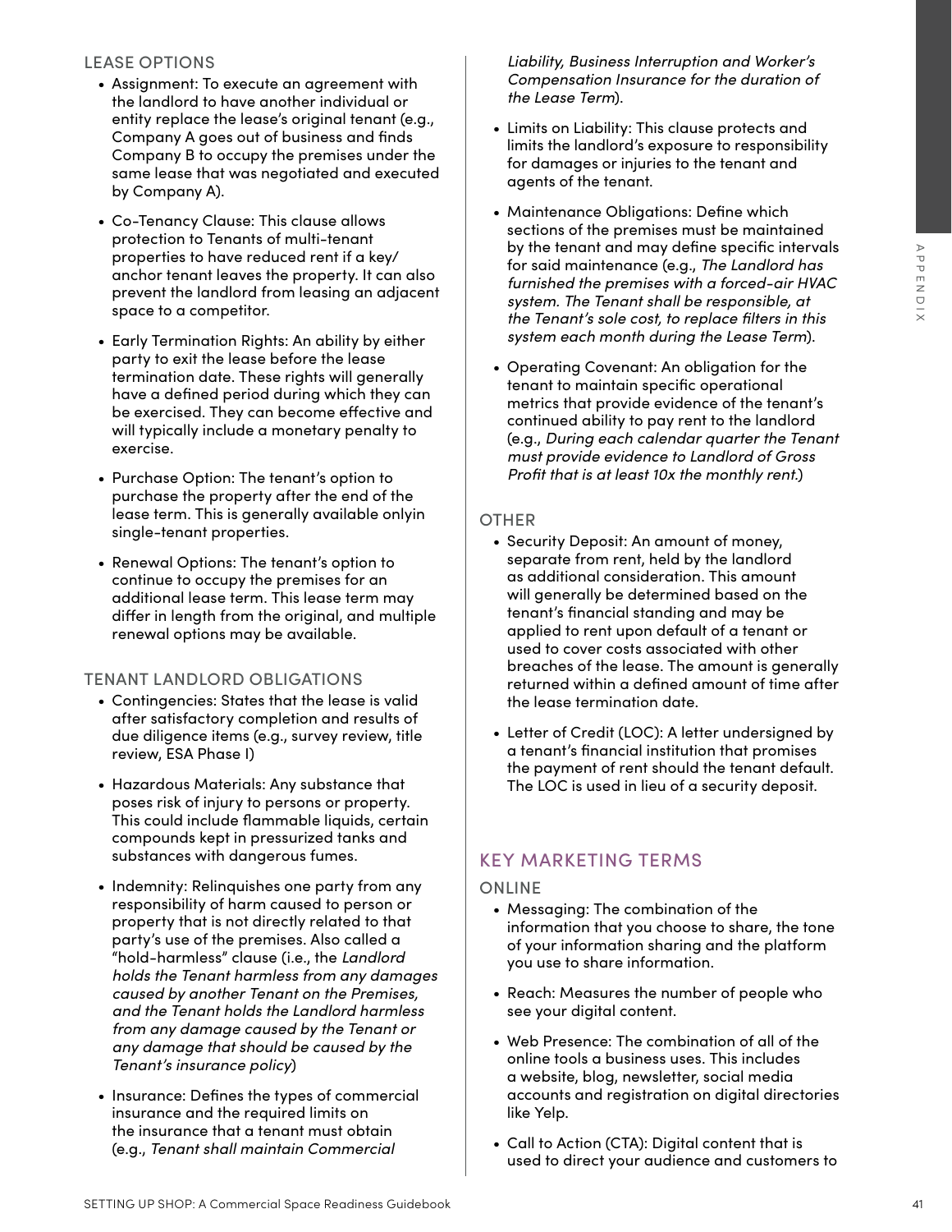### LEASE OPTIONS

- Assignment: To execute an agreement with the landlord to have another individual or entity replace the lease's original tenant (e.g., Company A goes out of business and finds Company B to occupy the premises under the same lease that was negotiated and executed by Company A).
- Co-Tenancy Clause: This clause allows protection to Tenants of multi-tenant properties to have reduced rent if a key/anchor tenant leaves the property. It can also prevent the landlord from leasing an adjacent space to a competitor.
- Early Termination Rights: An ability by either party to exit the lease before the lease termination date. These rights will generally have a defined period during which they can be exercised. They can become effective and will typically include a monetary penalty to exercise.
- Purchase Option: The tenant's option to purchase the property after the end of the lease term. This is generally available onlyin single-tenant properties.
- Renewal Options: The tenant's option to continue to occupy the premises for an additional lease term. This lease term may differ in length from the original, and multiple renewal options may be available.

### TENANT LANDLORD OBLIGATIONS

- Contingencies: States that the lease is valid after satisfactory completion and results of due diligence items (e.g., survey review, title review, ESA Phase I)
- Hazardous Materials: Any substance that poses risk of injury to persons or property. This could include flammable liquids, certain compounds kept in pressurized tanks and substances with dangerous fumes.
- Indemnity: Relinquishes one party from any responsibility of harm caused to person or property that is not directly related to that party's use of the premises. Also called a "hold-harmless" clause (i.e., the *Landlord holds the Tenant harmless from any damages caused by another Tenant on the Premises, and the Tenant holds the Landlord harmless from any damage caused by the Tenant or any damage that should be caused by the Tenant's insurance policy*)
- Insurance: Defines the types of commercial insurance and the required limits on the insurance that a tenant must obtain (e.g., *Tenant shall maintain Commercial Liability, Business Interruption and Worker's Compensation Insurance for the duration of the Lease Term*).
- Limits on Liability: This clause protects and limits the landlord's exposure to responsibility for damages or injuries to the tenant and agents of the tenant.
- Maintenance Obligations: Define which sections of the premises must be maintained by the tenant and may define specific intervals for said maintenance (e.g., *The Landlord has furnished the premises with a forced-air HVAC system. The Tenant shall be responsible, at the Tenant's sole cost, to replace filters in this system each month during the Lease Term*).
- Operating Covenant: An obligation for the tenant to maintain specific operational metrics that provide evidence of the tenant's continued ability to pay rent to the landlord (e.g., *During each calendar quarter the Tenant must provide evidence to Landlord of Gross Profit that is at least 10x the monthly rent.*)

### OTHER

- Security Deposit: An amount of money, separate from rent, held by the landlord as additional consideration. This amount will generally be determined based on the tenant's financial standing and may be applied to rent upon default of a tenant or used to cover costs associated with other breaches of the lease. The amount is generally returned within a defined amount of time after the lease termination date.
- Letter of Credit (LOC): A letter undersigned by a tenant's financial institution that promises the payment of rent should the tenant default. The LOC is used in lieu of a security deposit.

## KEY MARKETING TERMS

### ONLINE

- Messaging: The combination of the information that you choose to share, the tone of your information sharing and the platform you use to share information.
- Reach: Measures the number of people who see your digital content.
- Web Presence: The combination of all of the online tools a business uses. This includes a website, blog, newsletter, social media accounts and registration on digital directories like Yelp.
- Call to Action (CTA): Digital content that is used to direct your audience and customers to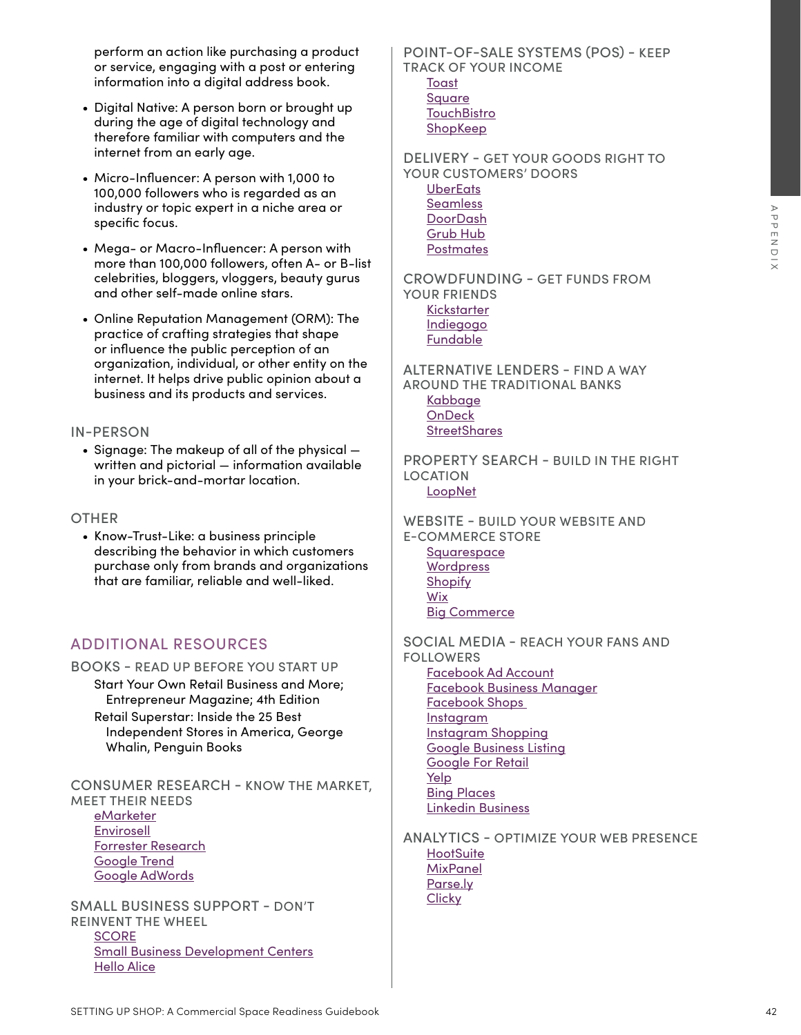perform an action like purchasing a product or service, engaging with a post or entering information into a digital address book.

- Digital Native: A person born or brought up during the age of digital technology and therefore familiar with computers and the internet from an early age.
- Micro-Influencer: A person with 1,000 to 100,000 followers who is regarded as an industry or topic expert in a niche area or specific focus.
- Mega- or Macro-Influencer: A person with more than 100,000 followers, often A- or B-list celebrities, bloggers, vloggers, beauty gurus and other self-made online stars.
- Online Reputation Management (ORM): The practice of crafting strategies that shape or influence the public perception of an organization, individual, or other entity on the internet. It helps drive public opinion about a business and its products and services.

### IN-PERSON

- Signage: The makeup of all of the physical — written and pictorial — information available in your brick-and-mortar location.

### OTHER

- Know-Trust-Like: a business principle describing the behavior in which customers purchase only from brands and organizations that are familiar, reliable and well-liked.

## ADDITIONAL RESOURCES

### BOOKS - READ UP BEFORE YOU START UP

Start Your Own Retail Business and More; Entrepreneur Magazine; 4th Edition

Retail Superstar: Inside the 25 Best Independent Stores in America, George Whalin, Penguin Books

### CONSUMER RESEARCH - KNOW THE MARKET, MEET THEIR NEEDS

- eMarketer
- Envirosell
- Forrester Research
- Google Trend
- Google AdWords

### SMALL BUSINESS SUPPORT - DON'T REINVENT THE WHEEL

- SCORE
- Small Business Development Centers
- Hello Alice

### POINT-OF-SALE SYSTEMS (POS) - KEEP TRACK OF YOUR INCOME

- Toast
- Square
- TouchBistro
- ShopKeep

### DELIVERY - GET YOUR GOODS RIGHT TO YOUR CUSTOMERS' DOORS

- UberEats
- Seamless
- DoorDash
- Grub Hub
- Postmates

### CROWDFUNDING - GET FUNDS FROM YOUR FRIENDS

- Kickstarter
- Indiegogo
- Fundable

### ALTERNATIVE LENDERS - FIND A WAY AROUND THE TRADITIONAL BANKS

- Kabbage
- OnDeck
- StreetShares

### PROPERTY SEARCH - BUILD IN THE RIGHT LOCATION

- LoopNet

### WEBSITE - BUILD YOUR WEBSITE AND E-COMMERCE STORE

- Squarespace
- Wordpress
- Shopify
- Wix
- Big Commerce

### SOCIAL MEDIA - REACH YOUR FANS AND FOLLOWERS

- Facebook Ad Account
- Facebook Business Manager
- Facebook Shops
- Instagram
- Instagram Shopping
- Google Business Listing
- Google For Retail
- Yelp
- Bing Places
- Linkedin Business

### ANALYTICS - OPTIMIZE YOUR WEB PRESENCE

- HootSuite
- MixPanel
- Parse.ly
- Clicky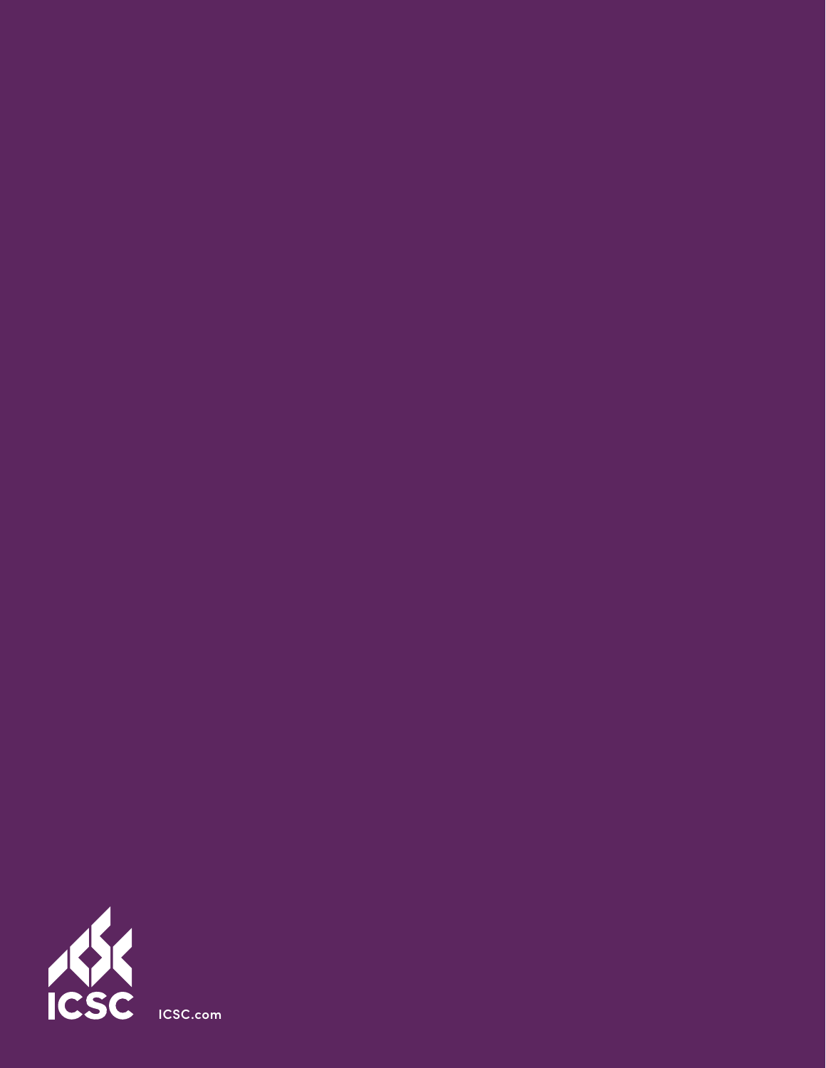ICSC

ICSC.com